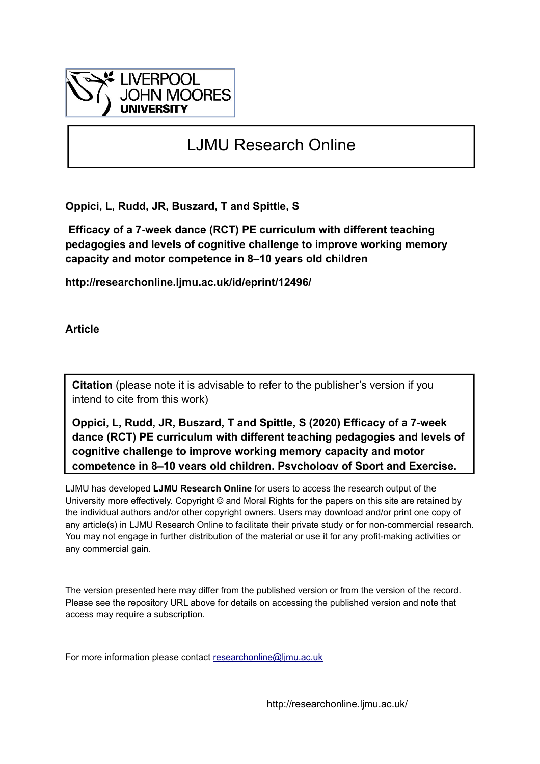LIVERPOOL JOHN MOORES UNIVERSITY

# LJMU Research Online

**Oppici, L, Rudd, JR, Buszard, T and Spittle, S**

**Efficacy of a 7-week dance (RCT) PE curriculum with different teaching pedagogies and levels of cognitive challenge to improve working memory capacity and motor competence in 8–10 years old children**

**http://researchonline.ljmu.ac.uk/id/eprint/12496/**

**Article**

**Citation** (please note it is advisable to refer to the publisher's version if you intend to cite from this work)

**Oppici, L, Rudd, JR, Buszard, T and Spittle, S (2020) Efficacy of a 7-week dance (RCT) PE curriculum with different teaching pedagogies and levels of cognitive challenge to improve working memory capacity and motor competence in 8–10 years old children. Psychology of Sport and Exercise.**

LJMU has developed **LJMU Research Online** for users to access the research output of the University more effectively. Copyright © and Moral Rights for the papers on this site are retained by the individual authors and/or other copyright owners. Users may download and/or print one copy of any article(s) in LJMU Research Online to facilitate their private study or for non-commercial research. You may not engage in further distribution of the material or use it for any profit-making activities or any commercial gain.

The version presented here may differ from the published version or from the version of the record. Please see the repository URL above for details on accessing the published version and note that access may require a subscription.

For more information please contact researchonline@ljmu.ac.uk

http://researchonline.ljmu.ac.uk/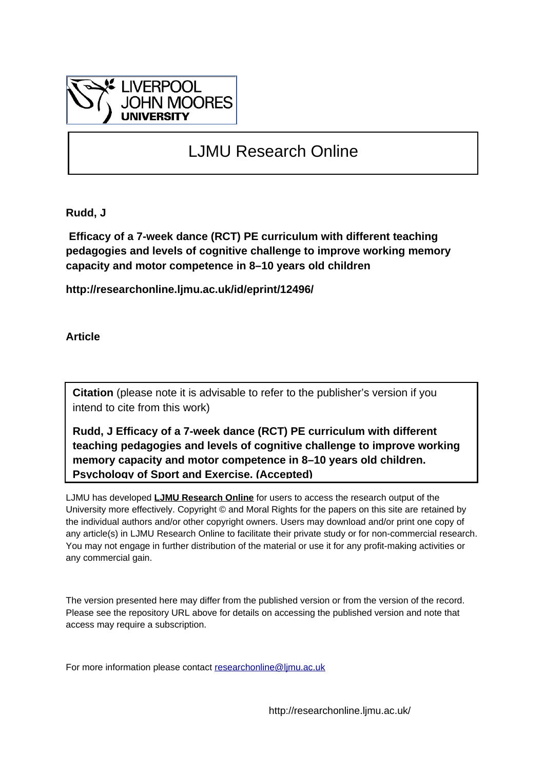LJMU Research Online

**Rudd, J**

**Efficacy of a 7-week dance (RCT) PE curriculum with different teaching pedagogies and levels of cognitive challenge to improve working memory capacity and motor competence in 8–10 years old children**

**http://researchonline.ljmu.ac.uk/id/eprint/12496/**

**Article**

**Citation** (please note it is advisable to refer to the publisher's version if you intend to cite from this work)

**Rudd, J Efficacy of a 7-week dance (RCT) PE curriculum with different teaching pedagogies and levels of cognitive challenge to improve working memory capacity and motor competence in 8–10 years old children. Psychology of Sport and Exercise. (Accepted)**

LJMU has developed **LJMU Research Online** for users to access the research output of the University more effectively. Copyright © and Moral Rights for the papers on this site are retained by the individual authors and/or other copyright owners. Users may download and/or print one copy of any article(s) in LJMU Research Online to facilitate their private study or for non-commercial research. You may not engage in further distribution of the material or use it for any profit-making activities or any commercial gain.

The version presented here may differ from the published version or from the version of the record. Please see the repository URL above for details on accessing the published version and note that access may require a subscription.

For more information please contact researchonline@ljmu.ac.uk

http://researchonline.ljmu.ac.uk/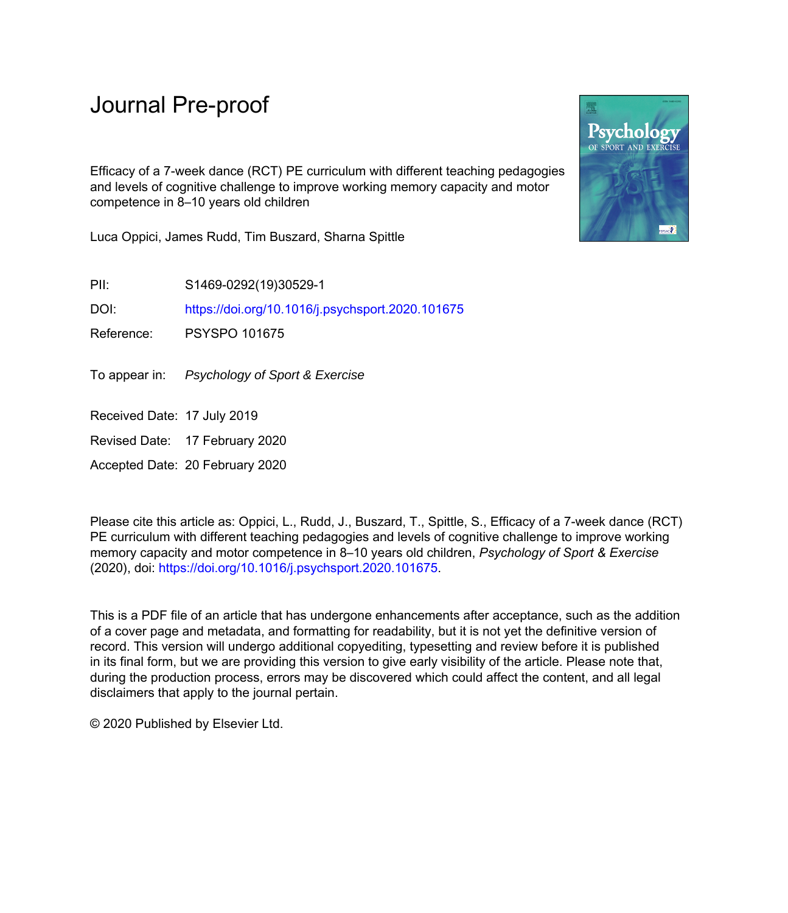# Journal Pre-proof

Efficacy of a 7-week dance (RCT) PE curriculum with different teaching pedagogies and levels of cognitive challenge to improve working memory capacity and motor competence in 8–10 years old children

Luca Oppici, James Rudd, Tim Buszard, Sharna Spittle

PII: S1469-0292(19)30529-1

DOI: https://doi.org/10.1016/j.psychsport.2020.101675

Reference: PSYSPO 101675

To appear in: *Psychology of Sport & Exercise*

Received Date: 17 July 2019

Revised Date: 17 February 2020

Accepted Date: 20 February 2020

Please cite this article as: Oppici, L., Rudd, J., Buszard, T., Spittle, S., Efficacy of a 7-week dance (RCT) PE curriculum with different teaching pedagogies and levels of cognitive challenge to improve working memory capacity and motor competence in 8–10 years old children, *Psychology of Sport & Exercise* (2020), doi: https://doi.org/10.1016/j.psychsport.2020.101675.

This is a PDF file of an article that has undergone enhancements after acceptance, such as the addition of a cover page and metadata, and formatting for readability, but it is not yet the definitive version of record. This version will undergo additional copyediting, typesetting and review before it is published in its final form, but we are providing this version to give early visibility of the article. Please note that, during the production process, errors may be discovered which could affect the content, and all legal disclaimers that apply to the journal pertain.

© 2020 Published by Elsevier Ltd.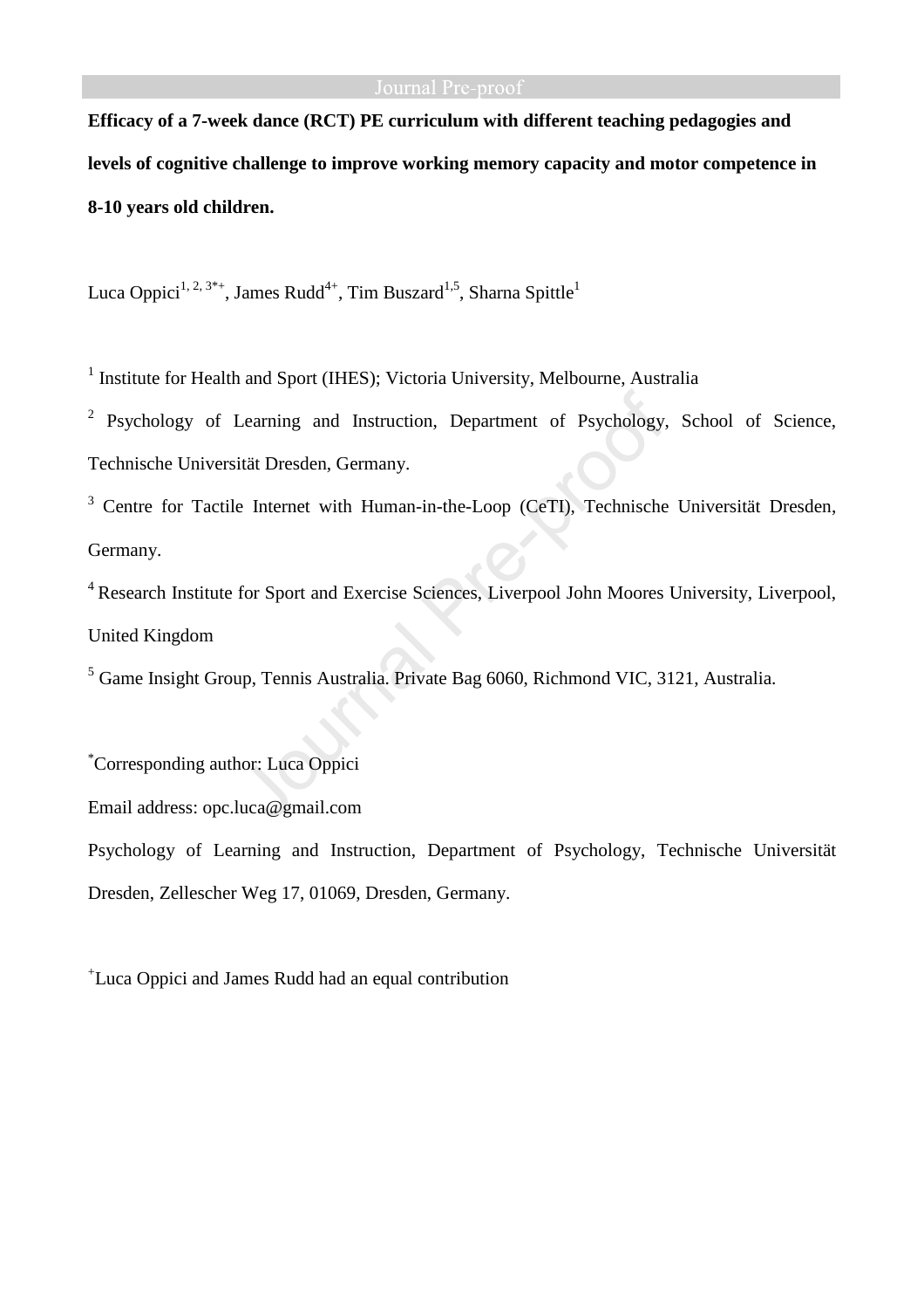**Efficacy of a 7-week dance (RCT) PE curriculum with different teaching pedagogies and levels of cognitive challenge to improve working memory capacity and motor competence in 8-10 years old children.**

Luca Oppici[1, 2, 3*+], James Rudd[4+], Tim Buszard[1,5], Sharna Spittle[1]

[1] Institute for Health and Sport (IHES); Victoria University, Melbourne, Australia

[2] Psychology of Learning and Instruction, Department of Psychology, School of Science, Technische Universität Dresden, Germany.

[3] Centre for Tactile Internet with Human-in-the-Loop (CeTI), Technische Universität Dresden, Germany.

[4] Research Institute for Sport and Exercise Sciences, Liverpool John Moores University, Liverpool, United Kingdom

[5] Game Insight Group, Tennis Australia. Private Bag 6060, Richmond VIC, 3121, Australia.

[*]Corresponding author: Luca Oppici

Email address: opc.luca@gmail.com

Psychology of Learning and Instruction, Department of Psychology, Technische Universität Dresden, Zellescher Weg 17, 01069, Dresden, Germany.

[+]Luca Oppici and James Rudd had an equal contribution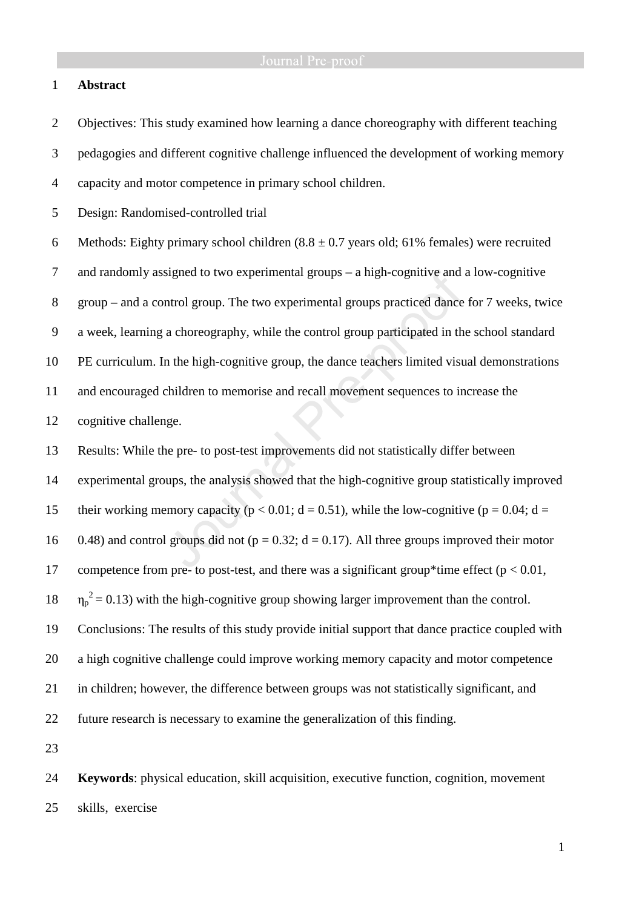## Abstract

Objectives: This study examined how learning a dance choreography with different teaching pedagogies and different cognitive challenge influenced the development of working memory capacity and motor competence in primary school children.

Design: Randomised-controlled trial

Methods: Eighty primary school children (8.8 ± 0.7 years old; 61% females) were recruited and randomly assigned to two experimental groups – a high-cognitive and a low-cognitive group – and a control group. The two experimental groups practiced dance for 7 weeks, twice a week, learning a choreography, while the control group participated in the school standard PE curriculum. In the high-cognitive group, the dance teachers limited visual demonstrations and encouraged children to memorise and recall movement sequences to increase the cognitive challenge.

Results: While the pre- to post-test improvements did not statistically differ between experimental groups, the analysis showed that the high-cognitive group statistically improved their working memory capacity ($p < 0.01$; $d = 0.51$), while the low-cognitive ($p = 0.04$; $d = 0.48$) and control groups did not ($p = 0.32$; $d = 0.17$). All three groups improved their motor competence from pre- to post-test, and there was a significant group*time effect ($p < 0.01$, $\eta_p^2 = 0.13$) with the high-cognitive group showing larger improvement than the control.

Conclusions: The results of this study provide initial support that dance practice coupled with a high cognitive challenge could improve working memory capacity and motor competence in children; however, the difference between groups was not statistically significant, and future research is necessary to examine the generalization of this finding.

**Keywords**: physical education, skill acquisition, executive function, cognition, movement skills, exercise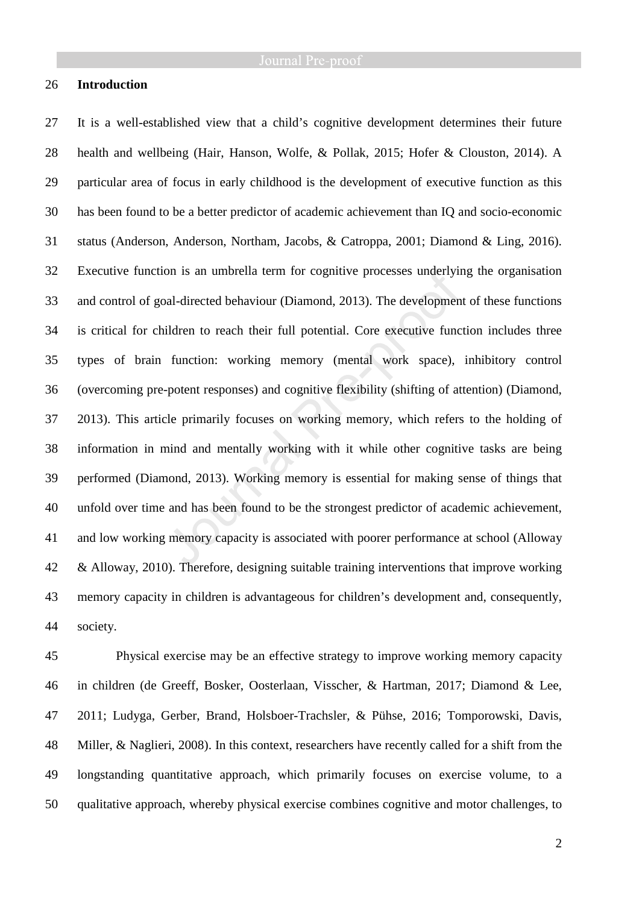## Introduction

It is a well-established view that a child's cognitive development determines their future health and wellbeing (Hair, Hanson, Wolfe, & Pollak, 2015; Hofer & Clouston, 2014). A particular area of focus in early childhood is the development of executive function as this has been found to be a better predictor of academic achievement than IQ and socio-economic status (Anderson, Anderson, Northam, Jacobs, & Catroppa, 2001; Diamond & Ling, 2016). Executive function is an umbrella term for cognitive processes underlying the organisation and control of goal-directed behaviour (Diamond, 2013). The development of these functions is critical for children to reach their full potential. Core executive function includes three types of brain function: working memory (mental work space), inhibitory control (overcoming pre-potent responses) and cognitive flexibility (shifting of attention) (Diamond, 2013). This article primarily focuses on working memory, which refers to the holding of information in mind and mentally working with it while other cognitive tasks are being performed (Diamond, 2013). Working memory is essential for making sense of things that unfold over time and has been found to be the strongest predictor of academic achievement, and low working memory capacity is associated with poorer performance at school (Alloway & Alloway, 2010). Therefore, designing suitable training interventions that improve working memory capacity in children is advantageous for children's development and, consequently, society.

Physical exercise may be an effective strategy to improve working memory capacity in children (de Greeff, Bosker, Oosterlaan, Visscher, & Hartman, 2017; Diamond & Lee, 2011; Ludyga, Gerber, Brand, Holsboer-Trachsler, & Pühse, 2016; Tomporowski, Davis, Miller, & Naglieri, 2008). In this context, researchers have recently called for a shift from the longstanding quantitative approach, which primarily focuses on exercise volume, to a qualitative approach, whereby physical exercise combines cognitive and motor challenges, to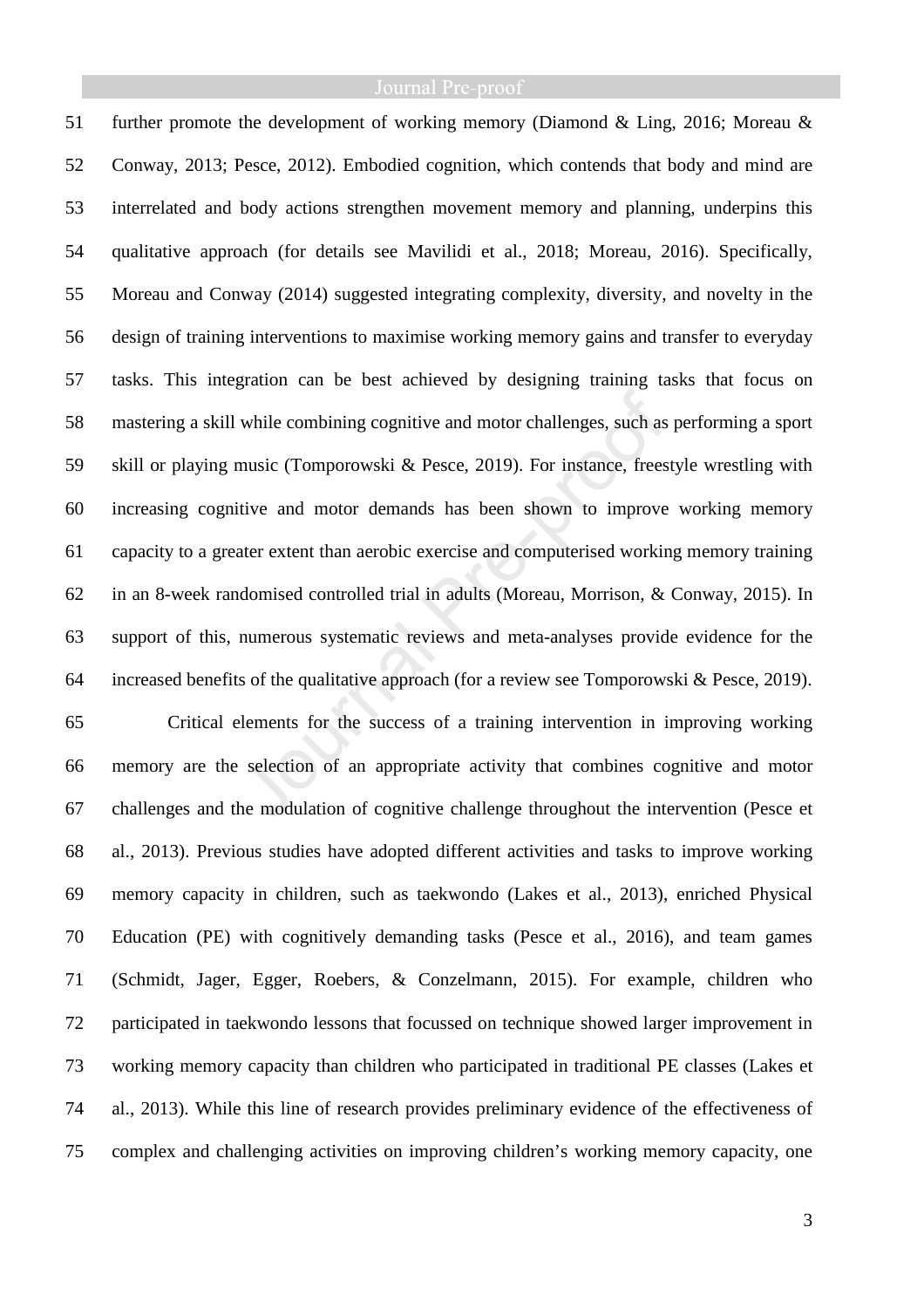further promote the development of working memory (Diamond & Ling, 2016; Moreau & Conway, 2013; Pesce, 2012). Embodied cognition, which contends that body and mind are interrelated and body actions strengthen movement memory and planning, underpins this qualitative approach (for details see Mavilidi et al., 2018; Moreau, 2016). Specifically, Moreau and Conway (2014) suggested integrating complexity, diversity, and novelty in the design of training interventions to maximise working memory gains and transfer to everyday tasks. This integration can be best achieved by designing training tasks that focus on mastering a skill while combining cognitive and motor challenges, such as performing a sport skill or playing music (Tomporowski & Pesce, 2019). For instance, freestyle wrestling with increasing cognitive and motor demands has been shown to improve working memory capacity to a greater extent than aerobic exercise and computerised working memory training in an 8-week randomised controlled trial in adults (Moreau, Morrison, & Conway, 2015). In support of this, numerous systematic reviews and meta-analyses provide evidence for the increased benefits of the qualitative approach (for a review see Tomporowski & Pesce, 2019).

Critical elements for the success of a training intervention in improving working memory are the selection of an appropriate activity that combines cognitive and motor challenges and the modulation of cognitive challenge throughout the intervention (Pesce et al., 2013). Previous studies have adopted different activities and tasks to improve working memory capacity in children, such as taekwondo (Lakes et al., 2013), enriched Physical Education (PE) with cognitively demanding tasks (Pesce et al., 2016), and team games (Schmidt, Jager, Egger, Roebers, & Conzelmann, 2015). For example, children who participated in taekwondo lessons that focussed on technique showed larger improvement in working memory capacity than children who participated in traditional PE classes (Lakes et al., 2013). While this line of research provides preliminary evidence of the effectiveness of complex and challenging activities on improving children's working memory capacity, one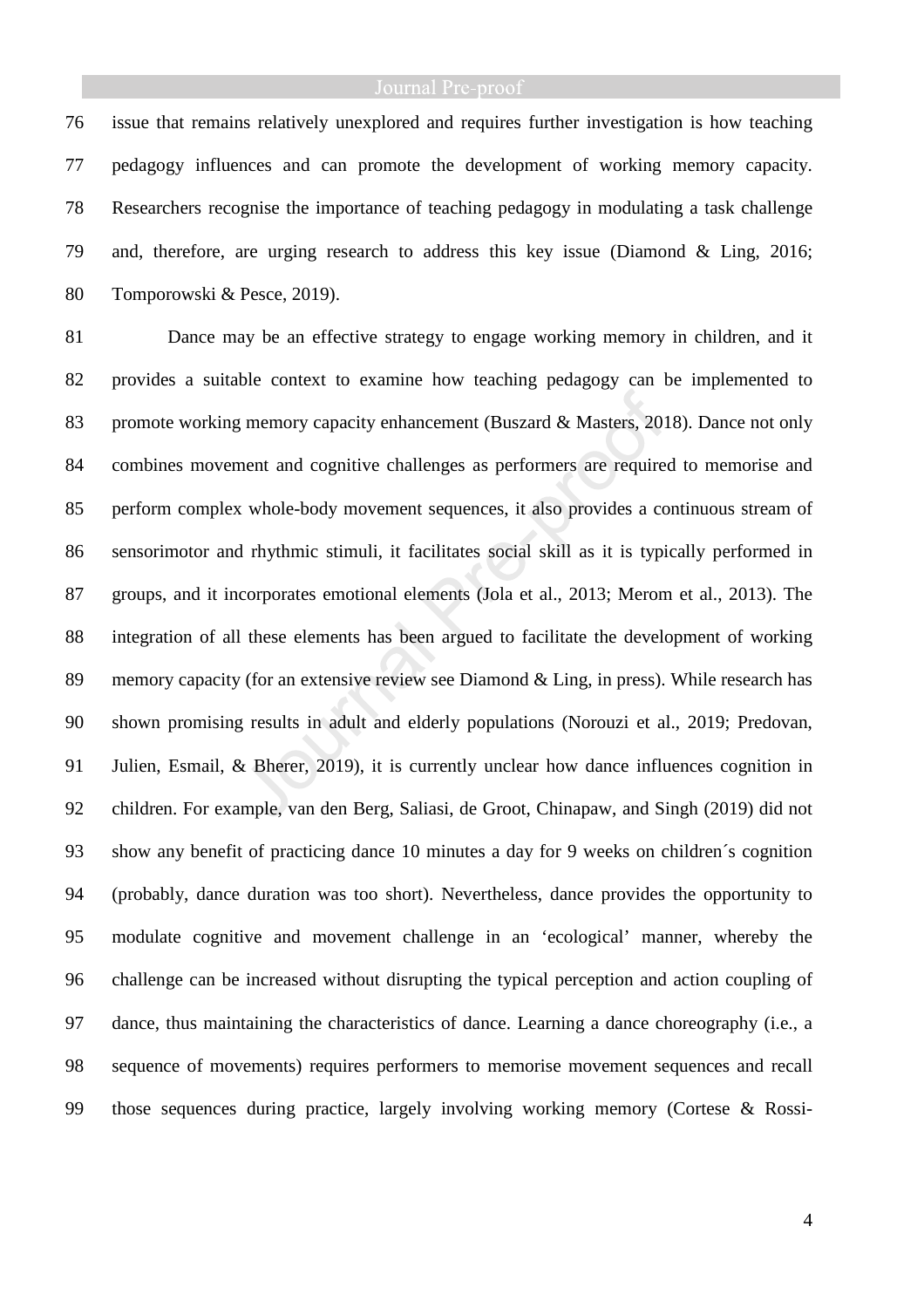issue that remains relatively unexplored and requires further investigation is how teaching pedagogy influences and can promote the development of working memory capacity. Researchers recognise the importance of teaching pedagogy in modulating a task challenge and, therefore, are urging research to address this key issue (Diamond & Ling, 2016; Tomporowski & Pesce, 2019).

Dance may be an effective strategy to engage working memory in children, and it provides a suitable context to examine how teaching pedagogy can be implemented to promote working memory capacity enhancement (Buszard & Masters, 2018). Dance not only combines movement and cognitive challenges as performers are required to memorise and perform complex whole-body movement sequences, it also provides a continuous stream of sensorimotor and rhythmic stimuli, it facilitates social skill as it is typically performed in groups, and it incorporates emotional elements (Jola et al., 2013; Merom et al., 2013). The integration of all these elements has been argued to facilitate the development of working memory capacity (for an extensive review see Diamond & Ling, in press). While research has shown promising results in adult and elderly populations (Norouzi et al., 2019; Predovan, Julien, Esmail, & Bherer, 2019), it is currently unclear how dance influences cognition in children. For example, van den Berg, Saliasi, de Groot, Chinapaw, and Singh (2019) did not show any benefit of practicing dance 10 minutes a day for 9 weeks on children´s cognition (probably, dance duration was too short). Nevertheless, dance provides the opportunity to modulate cognitive and movement challenge in an 'ecological' manner, whereby the challenge can be increased without disrupting the typical perception and action coupling of dance, thus maintaining the characteristics of dance. Learning a dance choreography (i.e., a sequence of movements) requires performers to memorise movement sequences and recall those sequences during practice, largely involving working memory (Cortese & Rossi-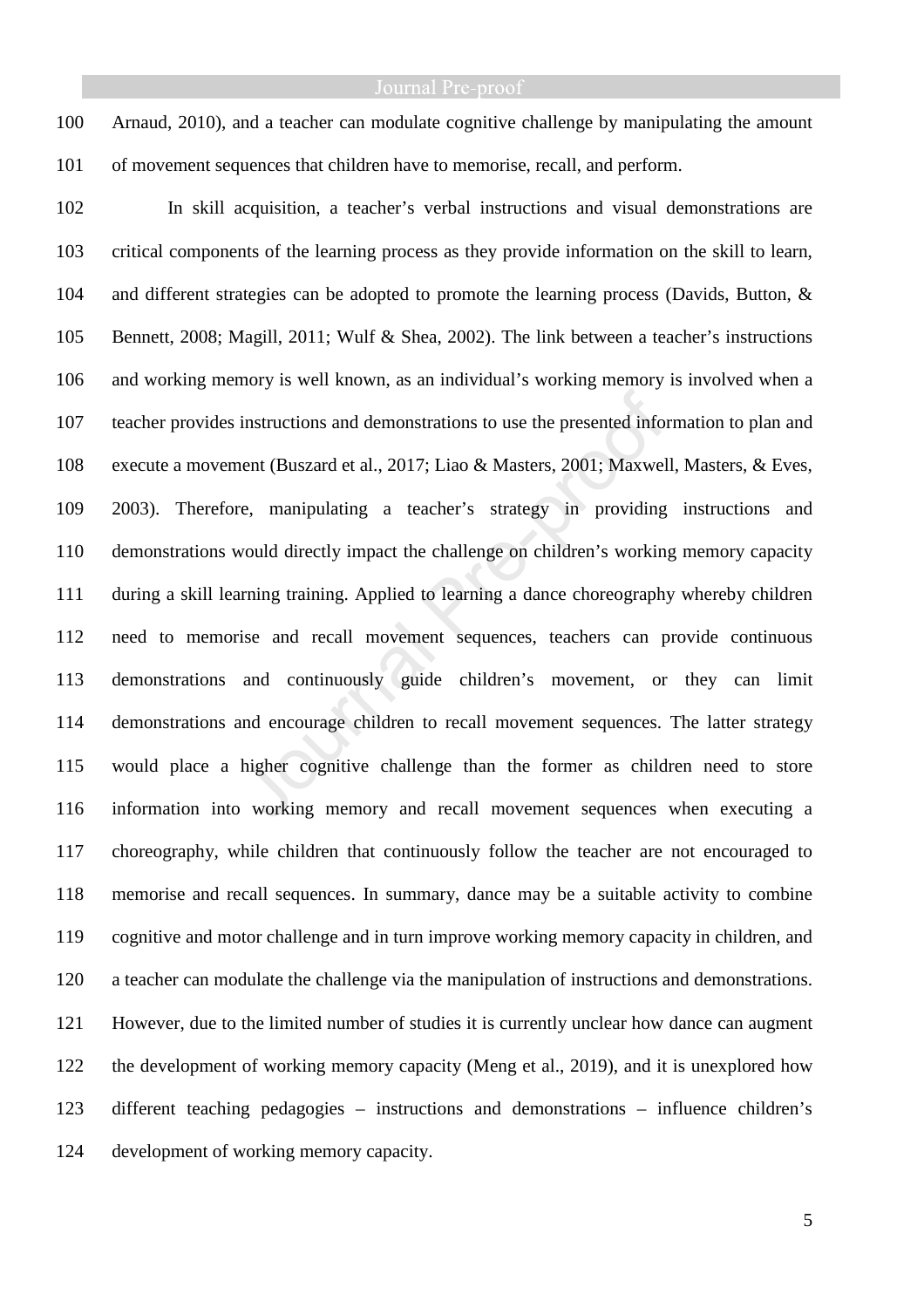Arnaud, 2010), and a teacher can modulate cognitive challenge by manipulating the amount of movement sequences that children have to memorise, recall, and perform.

In skill acquisition, a teacher's verbal instructions and visual demonstrations are critical components of the learning process as they provide information on the skill to learn, and different strategies can be adopted to promote the learning process (Davids, Button, & Bennett, 2008; Magill, 2011; Wulf & Shea, 2002). The link between a teacher's instructions and working memory is well known, as an individual's working memory is involved when a teacher provides instructions and demonstrations to use the presented information to plan and execute a movement (Buszard et al., 2017; Liao & Masters, 2001; Maxwell, Masters, & Eves, 2003). Therefore, manipulating a teacher's strategy in providing instructions and demonstrations would directly impact the challenge on children's working memory capacity during a skill learning training. Applied to learning a dance choreography whereby children need to memorise and recall movement sequences, teachers can provide continuous demonstrations and continuously guide children's movement, or they can limit demonstrations and encourage children to recall movement sequences. The latter strategy would place a higher cognitive challenge than the former as children need to store information into working memory and recall movement sequences when executing a choreography, while children that continuously follow the teacher are not encouraged to memorise and recall sequences. In summary, dance may be a suitable activity to combine cognitive and motor challenge and in turn improve working memory capacity in children, and a teacher can modulate the challenge via the manipulation of instructions and demonstrations. However, due to the limited number of studies it is currently unclear how dance can augment the development of working memory capacity (Meng et al., 2019), and it is unexplored how different teaching pedagogies – instructions and demonstrations – influence children's development of working memory capacity.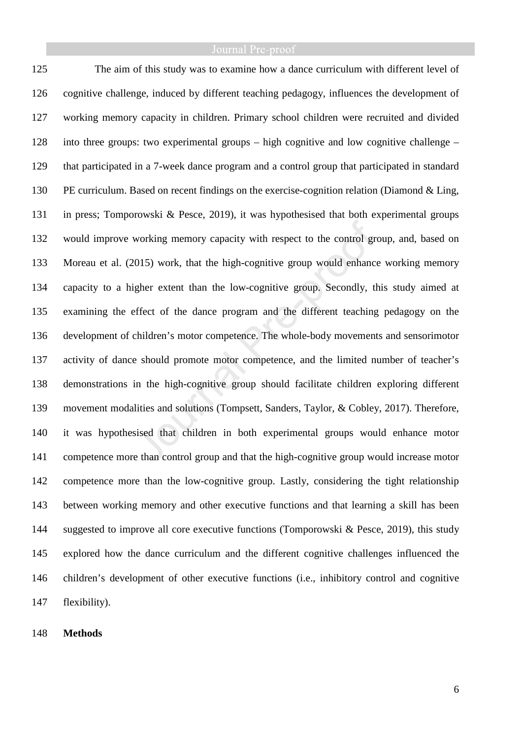The aim of this study was to examine how a dance curriculum with different level of cognitive challenge, induced by different teaching pedagogy, influences the development of working memory capacity in children. Primary school children were recruited and divided into three groups: two experimental groups – high cognitive and low cognitive challenge – that participated in a 7-week dance program and a control group that participated in standard PE curriculum. Based on recent findings on the exercise-cognition relation (Diamond & Ling, in press; Tomporowski & Pesce, 2019), it was hypothesised that both experimental groups would improve working memory capacity with respect to the control group, and, based on Moreau et al. (2015) work, that the high-cognitive group would enhance working memory capacity to a higher extent than the low-cognitive group. Secondly, this study aimed at examining the effect of the dance program and the different teaching pedagogy on the development of children's motor competence. The whole-body movements and sensorimotor activity of dance should promote motor competence, and the limited number of teacher's demonstrations in the high-cognitive group should facilitate children exploring different movement modalities and solutions (Tompsett, Sanders, Taylor, & Cobley, 2017). Therefore, it was hypothesised that children in both experimental groups would enhance motor competence more than control group and that the high-cognitive group would increase motor competence more than the low-cognitive group. Lastly, considering the tight relationship between working memory and other executive functions and that learning a skill has been suggested to improve all core executive functions (Tomporowski & Pesce, 2019), this study explored how the dance curriculum and the different cognitive challenges influenced the children's development of other executive functions (i.e., inhibitory control and cognitive flexibility).

## Methods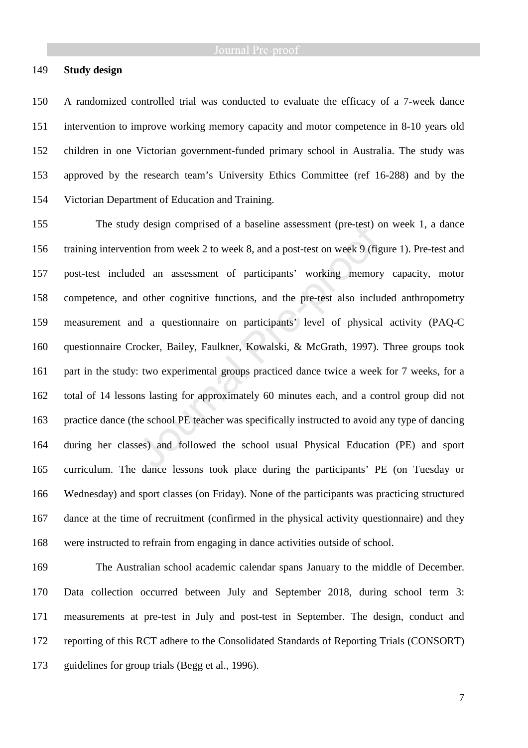## Study design

A randomized controlled trial was conducted to evaluate the efficacy of a 7-week dance intervention to improve working memory capacity and motor competence in 8-10 years old children in one Victorian government-funded primary school in Australia. The study was approved by the research team's University Ethics Committee (ref 16-288) and by the Victorian Department of Education and Training.

The study design comprised of a baseline assessment (pre-test) on week 1, a dance training intervention from week 2 to week 8, and a post-test on week 9 (figure 1). Pre-test and post-test included an assessment of participants' working memory capacity, motor competence, and other cognitive functions, and the pre-test also included anthropometry measurement and a questionnaire on participants' level of physical activity (PAQ-C questionnaire Crocker, Bailey, Faulkner, Kowalski, & McGrath, 1997). Three groups took part in the study: two experimental groups practiced dance twice a week for 7 weeks, for a total of 14 lessons lasting for approximately 60 minutes each, and a control group did not practice dance (the school PE teacher was specifically instructed to avoid any type of dancing during her classes) and followed the school usual Physical Education (PE) and sport curriculum. The dance lessons took place during the participants' PE (on Tuesday or Wednesday) and sport classes (on Friday). None of the participants was practicing structured dance at the time of recruitment (confirmed in the physical activity questionnaire) and they were instructed to refrain from engaging in dance activities outside of school.

The Australian school academic calendar spans January to the middle of December. Data collection occurred between July and September 2018, during school term 3: measurements at pre-test in July and post-test in September. The design, conduct and reporting of this RCT adhere to the Consolidated Standards of Reporting Trials (CONSORT) guidelines for group trials (Begg et al., 1996).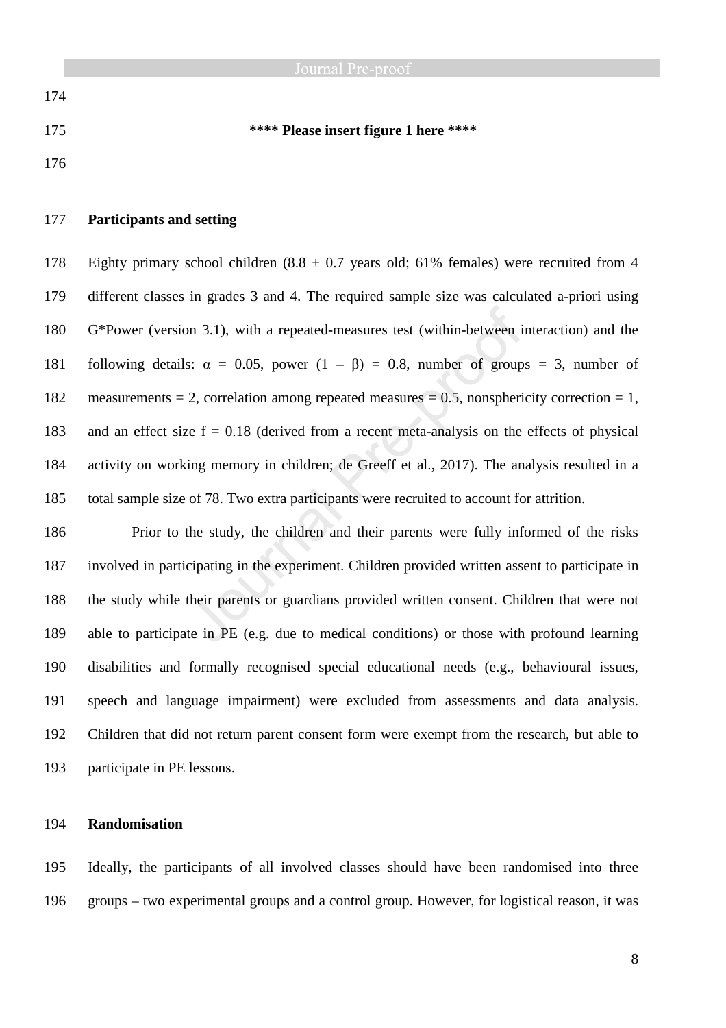**\*\*\*\* Please insert figure 1 here \*\*\*\***

## Participants and setting

Eighty primary school children (8.8 ± 0.7 years old; 61% females) were recruited from 4 different classes in grades 3 and 4. The required sample size was calculated a-priori using G*Power (version 3.1), with a repeated-measures test (within-between interaction) and the following details: $\alpha$ = 0.05, power (1 – $\beta$) = 0.8, number of groups = 3, number of measurements = 2, correlation among repeated measures = 0.5, nonsphericity correction = 1, and an effect size f = 0.18 (derived from a recent meta-analysis on the effects of physical activity on working memory in children; de Greeff et al., 2017). The analysis resulted in a total sample size of 78. Two extra participants were recruited to account for attrition.

Prior to the study, the children and their parents were fully informed of the risks involved in participating in the experiment. Children provided written assent to participate in the study while their parents or guardians provided written consent. Children that were not able to participate in PE (e.g. due to medical conditions) or those with profound learning disabilities and formally recognised special educational needs (e.g., behavioural issues, speech and language impairment) were excluded from assessments and data analysis. Children that did not return parent consent form were exempt from the research, but able to participate in PE lessons.

## Randomisation

Ideally, the participants of all involved classes should have been randomised into three groups – two experimental groups and a control group. However, for logistical reason, it was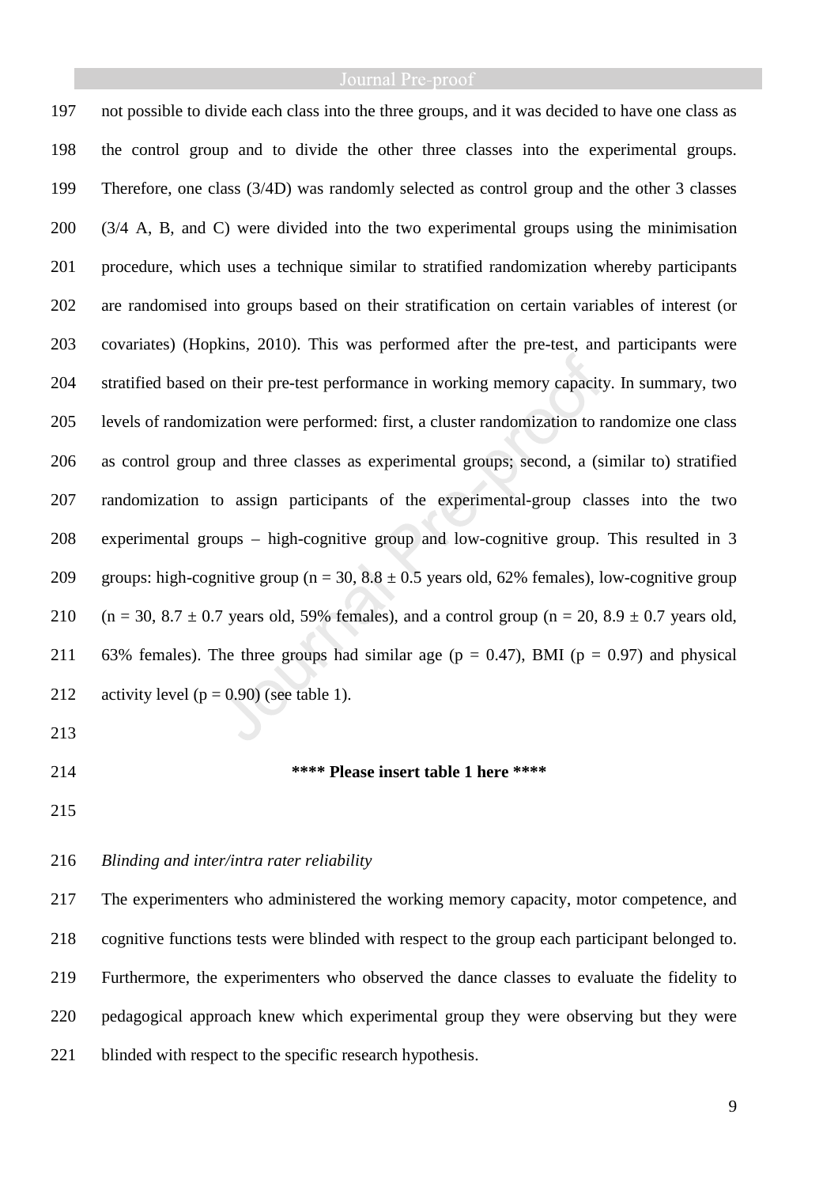not possible to divide each class into the three groups, and it was decided to have one class as the control group and to divide the other three classes into the experimental groups. Therefore, one class (3/4D) was randomly selected as control group and the other 3 classes (3/4 A, B, and C) were divided into the two experimental groups using the minimisation procedure, which uses a technique similar to stratified randomization whereby participants are randomised into groups based on their stratification on certain variables of interest (or covariates) (Hopkins, 2010). This was performed after the pre-test, and participants were stratified based on their pre-test performance in working memory capacity. In summary, two levels of randomization were performed: first, a cluster randomization to randomize one class as control group and three classes as experimental groups; second, a (similar to) stratified randomization to assign participants of the experimental-group classes into the two experimental groups – high-cognitive group and low-cognitive group. This resulted in 3 groups: high-cognitive group (n = 30, 8.8 ± 0.5 years old, 62% females), low-cognitive group (n = 30, 8.7 ± 0.7 years old, 59% females), and a control group (n = 20, 8.9 ± 0.7 years old, 63% females). The three groups had similar age ($p = 0.47$), BMI ($p = 0.97$) and physical activity level ($p = 0.90$) (see table 1).

**\*\*\*\* Please insert table 1 here \*\*\*\***

*Blinding and inter/intra rater reliability*

The experimenters who administered the working memory capacity, motor competence, and cognitive functions tests were blinded with respect to the group each participant belonged to. Furthermore, the experimenters who observed the dance classes to evaluate the fidelity to pedagogical approach knew which experimental group they were observing but they were blinded with respect to the specific research hypothesis.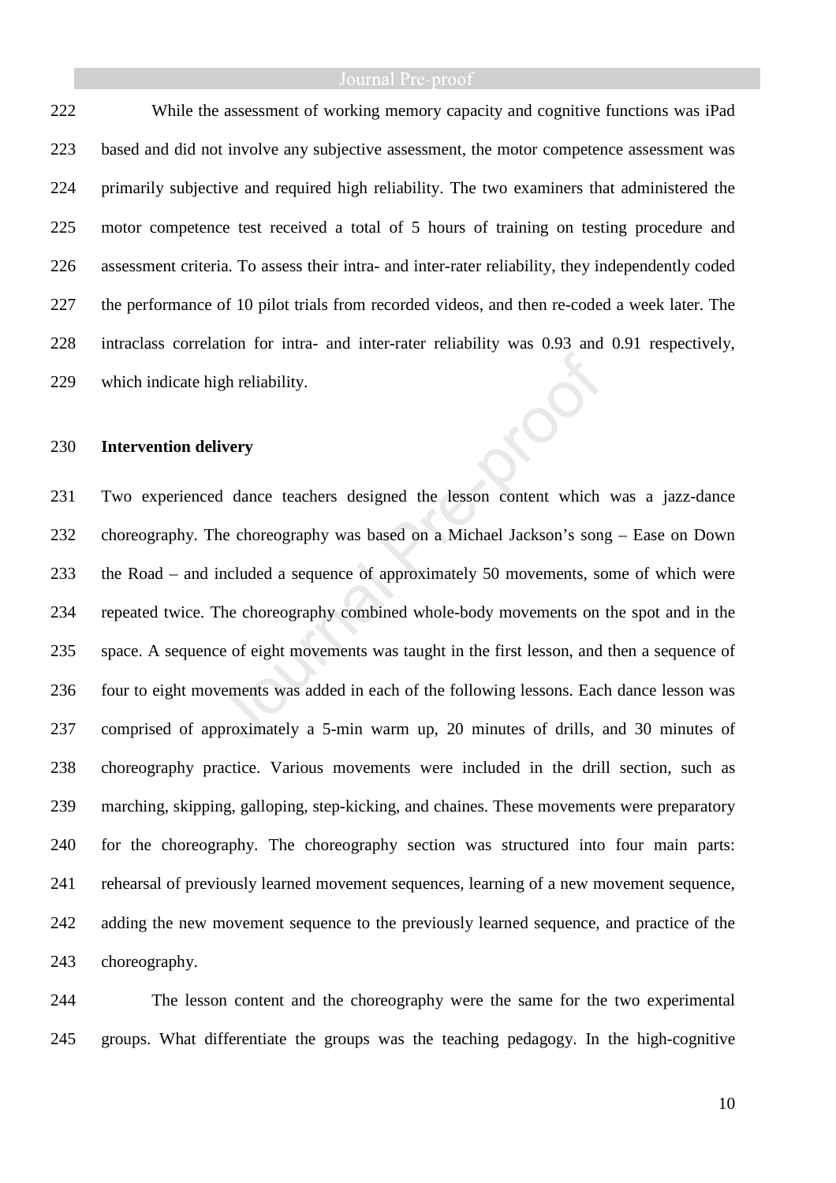While the assessment of working memory capacity and cognitive functions was iPad based and did not involve any subjective assessment, the motor competence assessment was primarily subjective and required high reliability. The two examiners that administered the motor competence test received a total of 5 hours of training on testing procedure and assessment criteria. To assess their intra- and inter-rater reliability, they independently coded the performance of 10 pilot trials from recorded videos, and then re-coded a week later. The intraclass correlation for intra- and inter-rater reliability was 0.93 and 0.91 respectively, which indicate high reliability.

**Intervention delivery**

Two experienced dance teachers designed the lesson content which was a jazz-dance choreography. The choreography was based on a Michael Jackson's song – Ease on Down the Road – and included a sequence of approximately 50 movements, some of which were repeated twice. The choreography combined whole-body movements on the spot and in the space. A sequence of eight movements was taught in the first lesson, and then a sequence of four to eight movements was added in each of the following lessons. Each dance lesson was comprised of approximately a 5-min warm up, 20 minutes of drills, and 30 minutes of choreography practice. Various movements were included in the drill section, such as marching, skipping, galloping, step-kicking, and chaines. These movements were preparatory for the choreography. The choreography section was structured into four main parts: rehearsal of previously learned movement sequences, learning of a new movement sequence, adding the new movement sequence to the previously learned sequence, and practice of the choreography.

The lesson content and the choreography were the same for the two experimental groups. What differentiate the groups was the teaching pedagogy. In the high-cognitive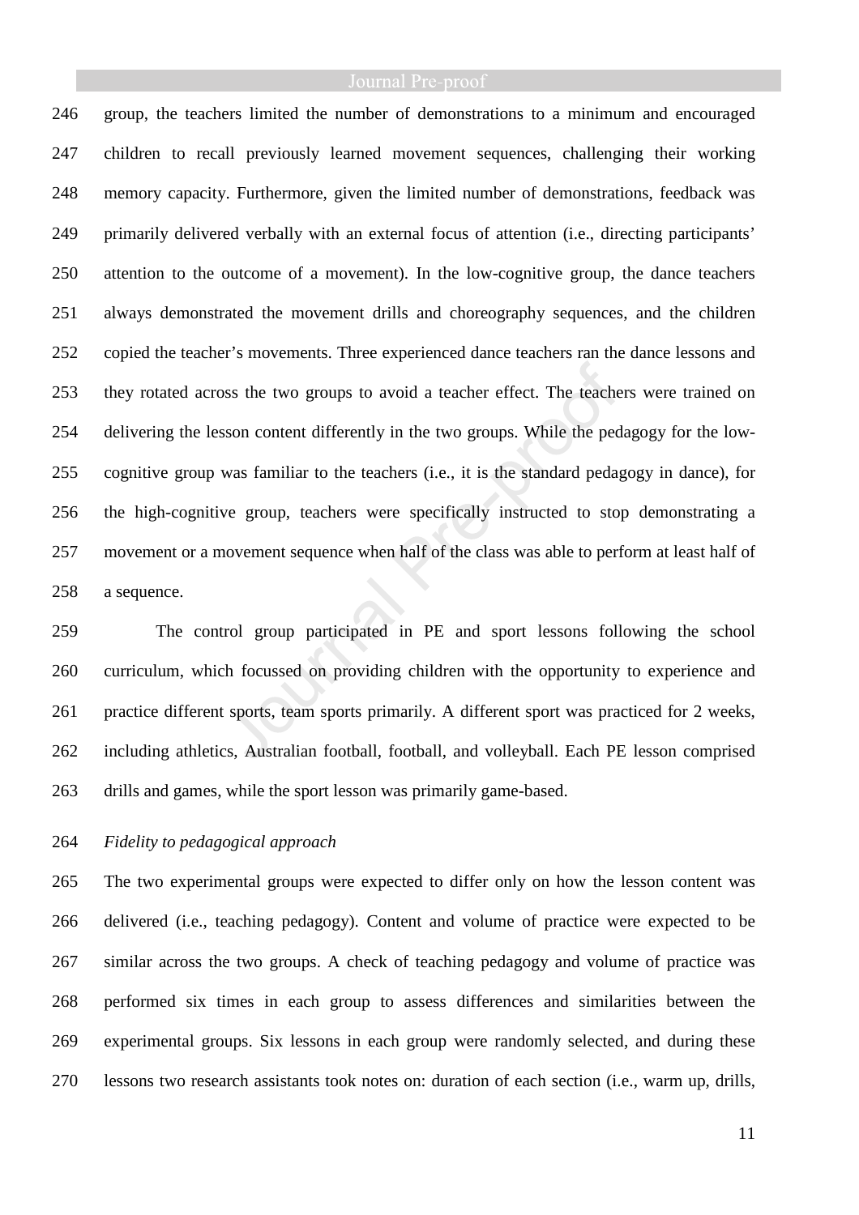group, the teachers limited the number of demonstrations to a minimum and encouraged children to recall previously learned movement sequences, challenging their working memory capacity. Furthermore, given the limited number of demonstrations, feedback was primarily delivered verbally with an external focus of attention (i.e., directing participants' attention to the outcome of a movement). In the low-cognitive group, the dance teachers always demonstrated the movement drills and choreography sequences, and the children copied the teacher's movements. Three experienced dance teachers ran the dance lessons and they rotated across the two groups to avoid a teacher effect. The teachers were trained on delivering the lesson content differently in the two groups. While the pedagogy for the low-cognitive group was familiar to the teachers (i.e., it is the standard pedagogy in dance), for the high-cognitive group, teachers were specifically instructed to stop demonstrating a movement or a movement sequence when half of the class was able to perform at least half of a sequence.

The control group participated in PE and sport lessons following the school curriculum, which focussed on providing children with the opportunity to experience and practice different sports, team sports primarily. A different sport was practiced for 2 weeks, including athletics, Australian football, football, and volleyball. Each PE lesson comprised drills and games, while the sport lesson was primarily game-based.

*Fidelity to pedagogical approach*

The two experimental groups were expected to differ only on how the lesson content was delivered (i.e., teaching pedagogy). Content and volume of practice were expected to be similar across the two groups. A check of teaching pedagogy and volume of practice was performed six times in each group to assess differences and similarities between the experimental groups. Six lessons in each group were randomly selected, and during these lessons two research assistants took notes on: duration of each section (i.e., warm up, drills,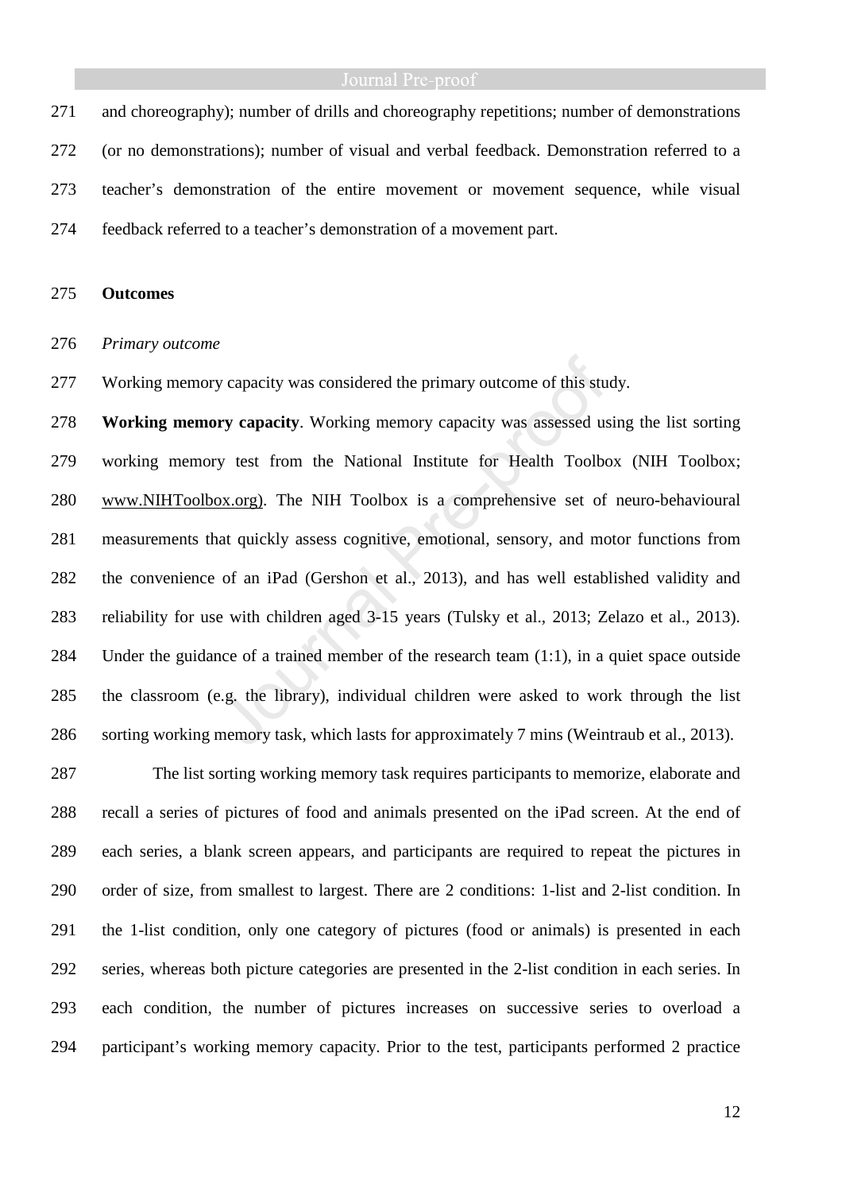and choreography); number of drills and choreography repetitions; number of demonstrations (or no demonstrations); number of visual and verbal feedback. Demonstration referred to a teacher's demonstration of the entire movement or movement sequence, while visual feedback referred to a teacher's demonstration of a movement part.

## Outcomes

### *Primary outcome*

Working memory capacity was considered the primary outcome of this study.

**Working memory capacity**. Working memory capacity was assessed using the list sorting working memory test from the National Institute for Health Toolbox (NIH Toolbox; www.NIHToolbox.org). The NIH Toolbox is a comprehensive set of neuro-behavioural measurements that quickly assess cognitive, emotional, sensory, and motor functions from the convenience of an iPad (Gershon et al., 2013), and has well established validity and reliability for use with children aged 3-15 years (Tulsky et al., 2013; Zelazo et al., 2013). Under the guidance of a trained member of the research team (1:1), in a quiet space outside the classroom (e.g. the library), individual children were asked to work through the list sorting working memory task, which lasts for approximately 7 mins (Weintraub et al., 2013).

The list sorting working memory task requires participants to memorize, elaborate and recall a series of pictures of food and animals presented on the iPad screen. At the end of each series, a blank screen appears, and participants are required to repeat the pictures in order of size, from smallest to largest. There are 2 conditions: 1-list and 2-list condition. In the 1-list condition, only one category of pictures (food or animals) is presented in each series, whereas both picture categories are presented in the 2-list condition in each series. In each condition, the number of pictures increases on successive series to overload a participant's working memory capacity. Prior to the test, participants performed 2 practice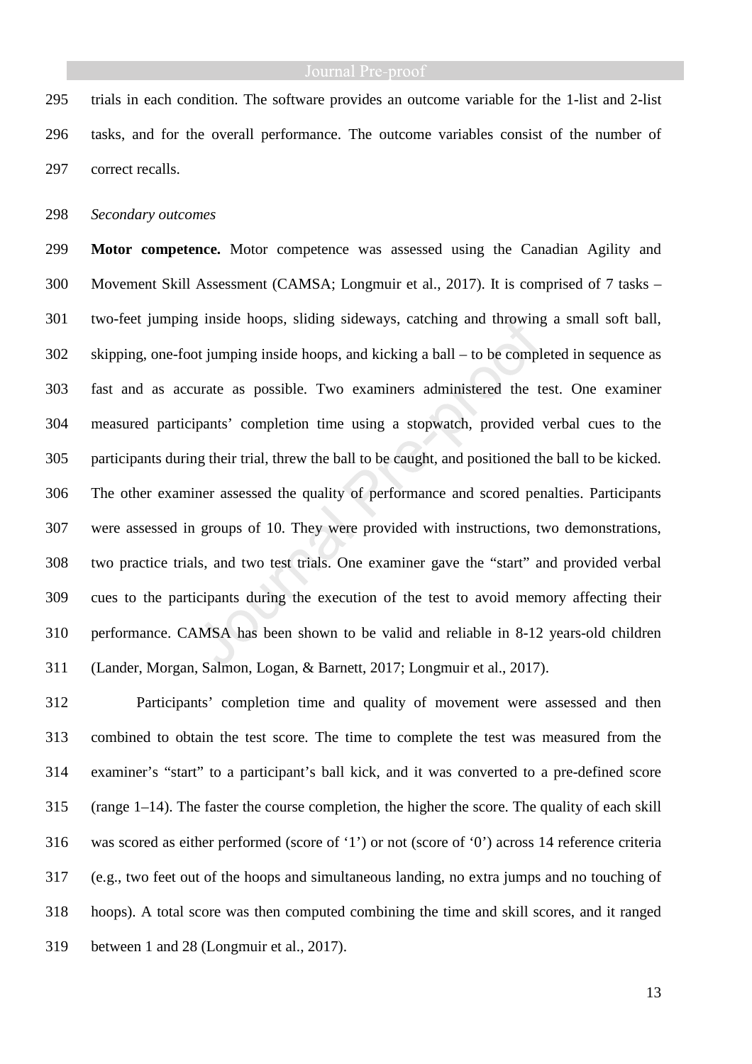trials in each condition. The software provides an outcome variable for the 1-list and 2-list tasks, and for the overall performance. The outcome variables consist of the number of correct recalls.

*Secondary outcomes*

**Motor competence.** Motor competence was assessed using the Canadian Agility and Movement Skill Assessment (CAMSA; Longmuir et al., 2017). It is comprised of 7 tasks – two-feet jumping inside hoops, sliding sideways, catching and throwing a small soft ball, skipping, one-foot jumping inside hoops, and kicking a ball – to be completed in sequence as fast and as accurate as possible. Two examiners administered the test. One examiner measured participants' completion time using a stopwatch, provided verbal cues to the participants during their trial, threw the ball to be caught, and positioned the ball to be kicked. The other examiner assessed the quality of performance and scored penalties. Participants were assessed in groups of 10. They were provided with instructions, two demonstrations, two practice trials, and two test trials. One examiner gave the "start" and provided verbal cues to the participants during the execution of the test to avoid memory affecting their performance. CAMSA has been shown to be valid and reliable in 8-12 years-old children (Lander, Morgan, Salmon, Logan, & Barnett, 2017; Longmuir et al., 2017).

Participants' completion time and quality of movement were assessed and then combined to obtain the test score. The time to complete the test was measured from the examiner's "start" to a participant's ball kick, and it was converted to a pre-defined score (range 1–14). The faster the course completion, the higher the score. The quality of each skill was scored as either performed (score of '1') or not (score of '0') across 14 reference criteria (e.g., two feet out of the hoops and simultaneous landing, no extra jumps and no touching of hoops). A total score was then computed combining the time and skill scores, and it ranged between 1 and 28 (Longmuir et al., 2017).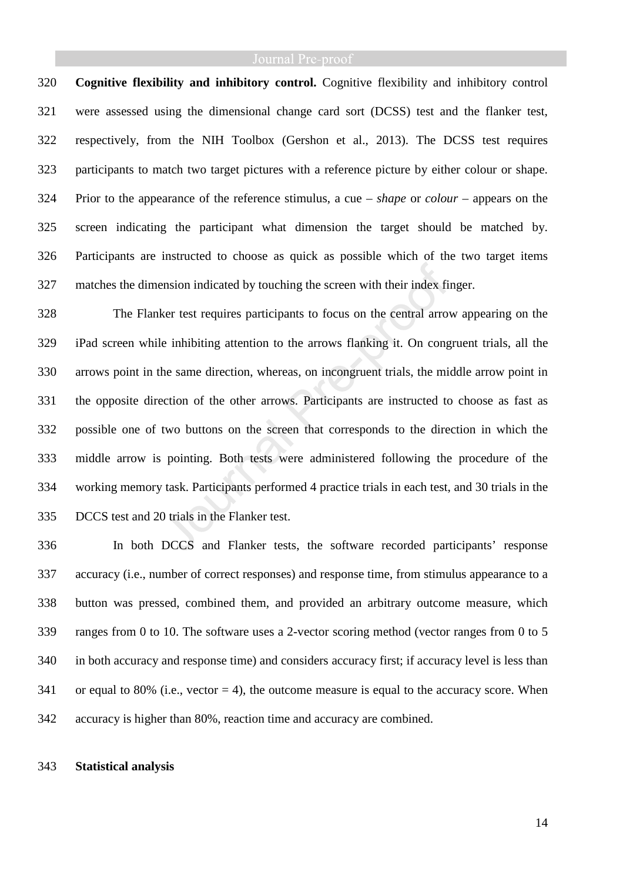**Cognitive flexibility and inhibitory control.** Cognitive flexibility and inhibitory control were assessed using the dimensional change card sort (DCSS) test and the flanker test, respectively, from the NIH Toolbox (Gershon et al., 2013). The DCSS test requires participants to match two target pictures with a reference picture by either colour or shape. Prior to the appearance of the reference stimulus, a cue – *shape* or *colour* – appears on the screen indicating the participant what dimension the target should be matched by. Participants are instructed to choose as quick as possible which of the two target items matches the dimension indicated by touching the screen with their index finger.

The Flanker test requires participants to focus on the central arrow appearing on the iPad screen while inhibiting attention to the arrows flanking it. On congruent trials, all the arrows point in the same direction, whereas, on incongruent trials, the middle arrow point in the opposite direction of the other arrows. Participants are instructed to choose as fast as possible one of two buttons on the screen that corresponds to the direction in which the middle arrow is pointing. Both tests were administered following the procedure of the working memory task. Participants performed 4 practice trials in each test, and 30 trials in the DCCS test and 20 trials in the Flanker test.

In both DCCS and Flanker tests, the software recorded participants' response accuracy (i.e., number of correct responses) and response time, from stimulus appearance to a button was pressed, combined them, and provided an arbitrary outcome measure, which ranges from 0 to 10. The software uses a 2-vector scoring method (vector ranges from 0 to 5 in both accuracy and response time) and considers accuracy first; if accuracy level is less than or equal to 80% (i.e., vector = 4), the outcome measure is equal to the accuracy score. When accuracy is higher than 80%, reaction time and accuracy are combined.

**Statistical analysis**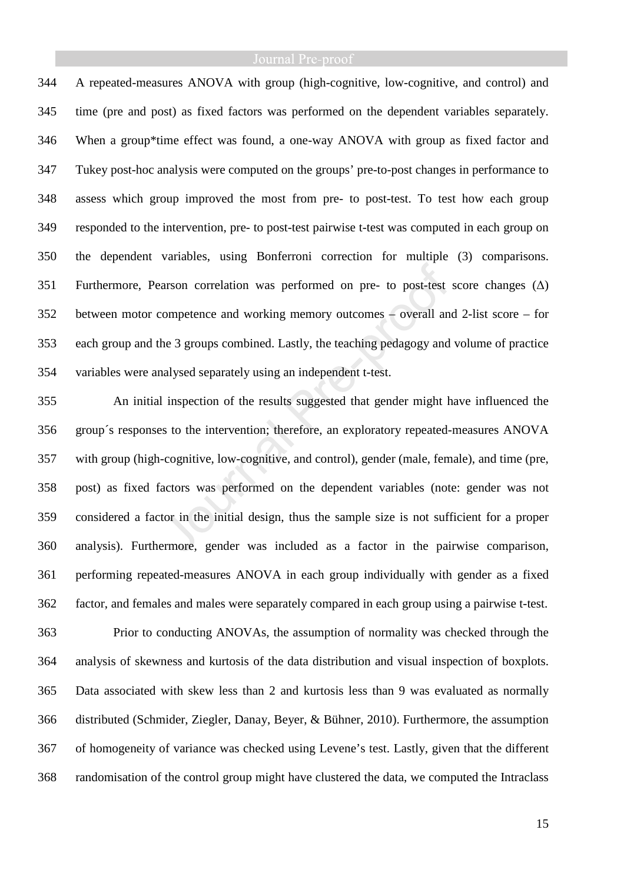A repeated-measures ANOVA with group (high-cognitive, low-cognitive, and control) and time (pre and post) as fixed factors was performed on the dependent variables separately. When a group*time effect was found, a one-way ANOVA with group as fixed factor and Tukey post-hoc analysis were computed on the groups' pre-to-post changes in performance to assess which group improved the most from pre- to post-test. To test how each group responded to the intervention, pre- to post-test pairwise t-test was computed in each group on the dependent variables, using Bonferroni correction for multiple (3) comparisons. Furthermore, Pearson correlation was performed on pre- to post-test score changes ($\Delta$) between motor competence and working memory outcomes – overall and 2-list score – for each group and the 3 groups combined. Lastly, the teaching pedagogy and volume of practice variables were analysed separately using an independent t-test.

An initial inspection of the results suggested that gender might have influenced the group´s responses to the intervention; therefore, an exploratory repeated-measures ANOVA with group (high-cognitive, low-cognitive, and control), gender (male, female), and time (pre, post) as fixed factors was performed on the dependent variables (note: gender was not considered a factor in the initial design, thus the sample size is not sufficient for a proper analysis). Furthermore, gender was included as a factor in the pairwise comparison, performing repeated-measures ANOVA in each group individually with gender as a fixed factor, and females and males were separately compared in each group using a pairwise t-test.

Prior to conducting ANOVAs, the assumption of normality was checked through the analysis of skewness and kurtosis of the data distribution and visual inspection of boxplots. Data associated with skew less than 2 and kurtosis less than 9 was evaluated as normally distributed (Schmider, Ziegler, Danay, Beyer, & Bühner, 2010). Furthermore, the assumption of homogeneity of variance was checked using Levene's test. Lastly, given that the different randomisation of the control group might have clustered the data, we computed the Intraclass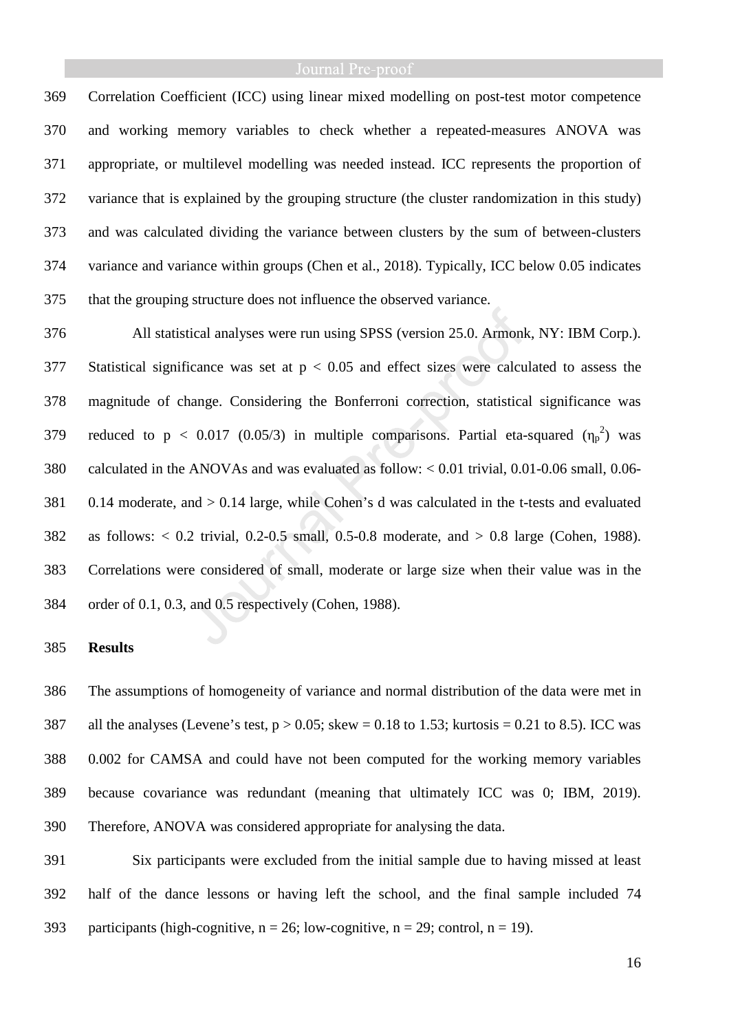Correlation Coefficient (ICC) using linear mixed modelling on post-test motor competence and working memory variables to check whether a repeated-measures ANOVA was appropriate, or multilevel modelling was needed instead. ICC represents the proportion of variance that is explained by the grouping structure (the cluster randomization in this study) and was calculated dividing the variance between clusters by the sum of between-clusters variance and variance within groups (Chen et al., 2018). Typically, ICC below 0.05 indicates that the grouping structure does not influence the observed variance.

All statistical analyses were run using SPSS (version 25.0. Armonk, NY: IBM Corp.). Statistical significance was set at $p < 0.05$ and effect sizes were calculated to assess the magnitude of change. Considering the Bonferroni correction, statistical significance was reduced to $p < 0.017$ (0.05/3) in multiple comparisons. Partial eta-squared ($\eta_p^2$) was calculated in the ANOVAs and was evaluated as follow: < 0.01 trivial, 0.01-0.06 small, 0.06-0.14 moderate, and > 0.14 large, while Cohen's d was calculated in the t-tests and evaluated as follows: < 0.2 trivial, 0.2-0.5 small, 0.5-0.8 moderate, and > 0.8 large (Cohen, 1988). Correlations were considered of small, moderate or large size when their value was in the order of 0.1, 0.3, and 0.5 respectively (Cohen, 1988).

## Results

The assumptions of homogeneity of variance and normal distribution of the data were met in all the analyses (Levene's test, $p > 0.05$; skew = 0.18 to 1.53; kurtosis = 0.21 to 8.5). ICC was 0.002 for CAMSA and could have not been computed for the working memory variables because covariance was redundant (meaning that ultimately ICC was 0; IBM, 2019). Therefore, ANOVA was considered appropriate for analysing the data.

Six participants were excluded from the initial sample due to having missed at least half of the dance lessons or having left the school, and the final sample included 74 participants (high-cognitive, n = 26; low-cognitive, n = 29; control, n = 19).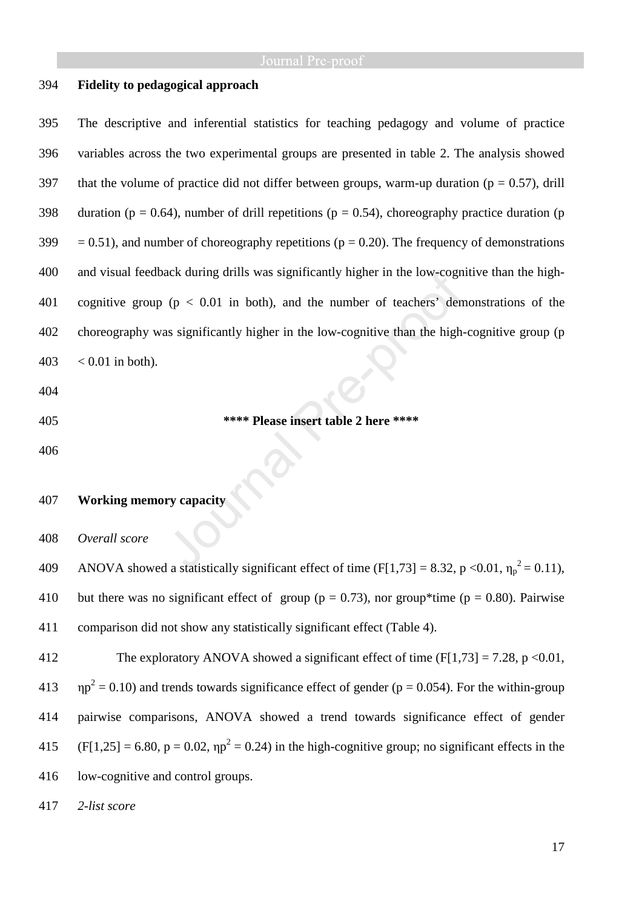**Fidelity to pedagogical approach**

The descriptive and inferential statistics for teaching pedagogy and volume of practice variables across the two experimental groups are presented in table 2. The analysis showed that the volume of practice did not differ between groups, warm-up duration ($p = 0.57$), drill duration ($p = 0.64$), number of drill repetitions ($p = 0.54$), choreography practice duration ($p = 0.51$), and number of choreography repetitions ($p = 0.20$). The frequency of demonstrations and visual feedback during drills was significantly higher in the low-cognitive than the high-cognitive group ($p < 0.01$ in both), and the number of teachers' demonstrations of the choreography was significantly higher in the low-cognitive than the high-cognitive group ($p < 0.01$ in both).

**** Please insert table 2 here ****

**Working memory capacity**

*Overall score*

ANOVA showed a statistically significant effect of time ($F[1,73] = 8.32$, $p < 0.01$, $\eta_p^2 = 0.11$), but there was no significant effect of group ($p = 0.73$), nor group*time ($p = 0.80$). Pairwise comparison did not show any statistically significant effect (Table 4).

The exploratory ANOVA showed a significant effect of time ($F[1,73] = 7.28$, $p < 0.01$, $\eta p^2 = 0.10$) and trends towards significance effect of gender ($p = 0.054$). For the within-group pairwise comparisons, ANOVA showed a trend towards significance effect of gender ($F[1,25] = 6.80$, $p = 0.02$, $\eta p^2 = 0.24$) in the high-cognitive group; no significant effects in the low-cognitive and control groups.

*2-list score*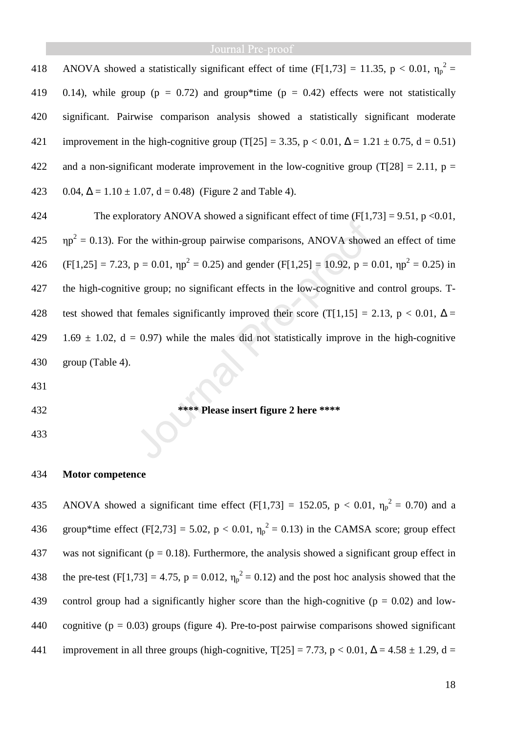ANOVA showed a statistically significant effect of time ($F[1,73] = 11.35$, $p < 0.01$, $\eta_p^2 = 0.14$), while group ($p = 0.72$) and group*time ($p = 0.42$) effects were not statistically significant. Pairwise comparison analysis showed a statistically significant moderate improvement in the high-cognitive group ($T[25] = 3.35$, $p < 0.01$, $\Delta = 1.21 \pm 0.75$, $d = 0.51$) and a non-significant moderate improvement in the low-cognitive group ($T[28] = 2.11$, $p = 0.04$, $\Delta = 1.10 \pm 1.07$, $d = 0.48$) (Figure 2 and Table 4).

The exploratory ANOVA showed a significant effect of time ($F[1,73] = 9.51$, $p < 0.01$, $\eta p^2 = 0.13$). For the within-group pairwise comparisons, ANOVA showed an effect of time ($F[1,25] = 7.23$, $p = 0.01$, $\eta p^2 = 0.25$) and gender ($F[1,25] = 10.92$, $p = 0.01$, $\eta p^2 = 0.25$) in the high-cognitive group; no significant effects in the low-cognitive and control groups. T-test showed that females significantly improved their score ($T[1,15] = 2.13$, $p < 0.01$, $\Delta = 1.69 \pm 1.02$, $d = 0.97$) while the males did not statistically improve in the high-cognitive group (Table 4).

**\*\*\*\* Please insert figure 2 here \*\*\*\***

**Motor competence**

ANOVA showed a significant time effect ($F[1,73] = 152.05$, $p < 0.01$, $\eta_p^2 = 0.70$) and a group*time effect ($F[2,73] = 5.02$, $p < 0.01$, $\eta_p^2 = 0.13$) in the CAMSA score; group effect was not significant ($p = 0.18$). Furthermore, the analysis showed a significant group effect in the pre-test ($F[1,73] = 4.75$, $p = 0.012$, $\eta_p^2 = 0.12$) and the post hoc analysis showed that the control group had a significantly higher score than the high-cognitive ($p = 0.02$) and low-cognitive ($p = 0.03$) groups (figure 4). Pre-to-post pairwise comparisons showed significant improvement in all three groups (high-cognitive, $T[25] = 7.73$, $p < 0.01$, $\Delta = 4.58 \pm 1.29$, $d =$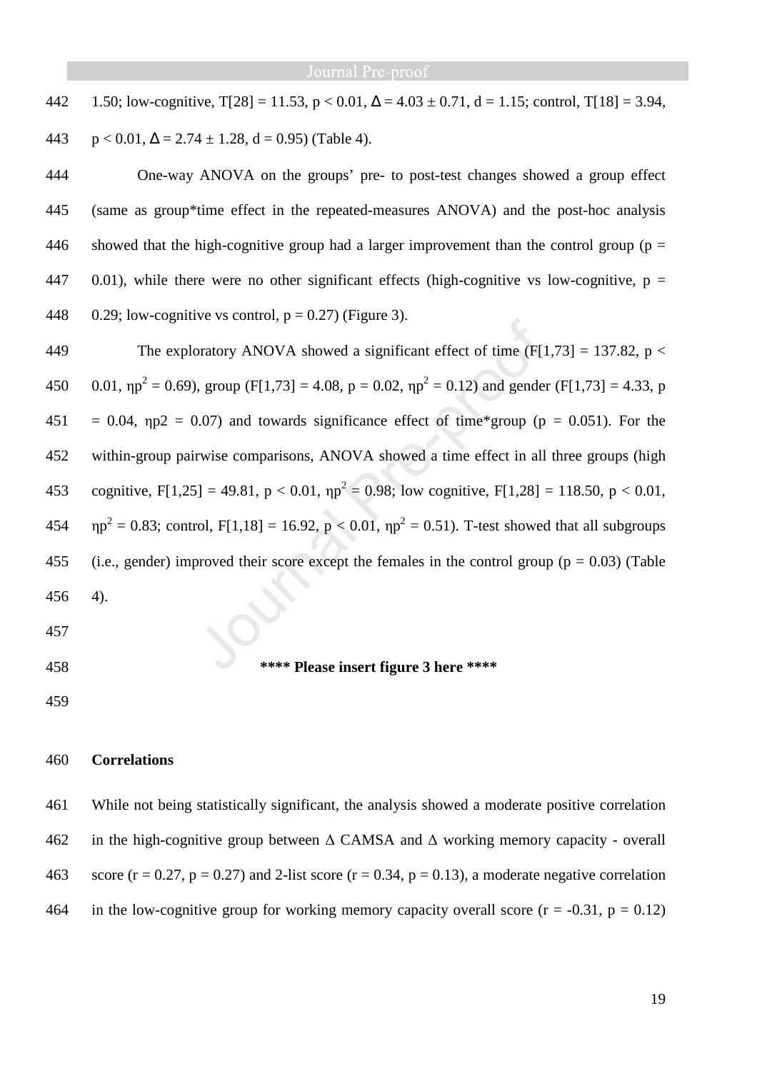1.50; low-cognitive, $T[28] = 11.53$, $p < 0.01$, $\Delta = 4.03 \pm 0.71$, $d = 1.15$; control, $T[18] = 3.94$, $p < 0.01$, $\Delta = 2.74 \pm 1.28$, $d = 0.95$) (Table 4).

One-way ANOVA on the groups' pre- to post-test changes showed a group effect (same as group*time effect in the repeated-measures ANOVA) and the post-hoc analysis showed that the high-cognitive group had a larger improvement than the control group ($p = 0.01$), while there were no other significant effects (high-cognitive vs low-cognitive, $p = 0.29$; low-cognitive vs control, $p = 0.27$) (Figure 3).

The exploratory ANOVA showed a significant effect of time ($F[1,73] = 137.82$, $p < 0.01$, $\eta p^2 = 0.69$), group ($F[1,73] = 4.08$, $p = 0.02$, $\eta p^2 = 0.12$) and gender ($F[1,73] = 4.33$, $p = 0.04$, $\eta p2 = 0.07$) and towards significance effect of time*group ($p = 0.051$). For the within-group pairwise comparisons, ANOVA showed a time effect in all three groups (high cognitive, $F[1,25] = 49.81$, $p < 0.01$, $\eta p^2 = 0.98$; low cognitive, $F[1,28] = 118.50$, $p < 0.01$, $\eta p^2 = 0.83$; control, $F[1,18] = 16.92$, $p < 0.01$, $\eta p^2 = 0.51$). T-test showed that all subgroups (i.e., gender) improved their score except the females in the control group ($p = 0.03$) (Table 4).

**\*\*\*\* Please insert figure 3 here \*\*\*\***

**Correlations**

While not being statistically significant, the analysis showed a moderate positive correlation in the high-cognitive group between Δ CAMSA and Δ working memory capacity - overall score ($r = 0.27$, $p = 0.27$) and 2-list score ($r = 0.34$, $p = 0.13$), a moderate negative correlation in the low-cognitive group for working memory capacity overall score ($r = -0.31$, $p = 0.12$)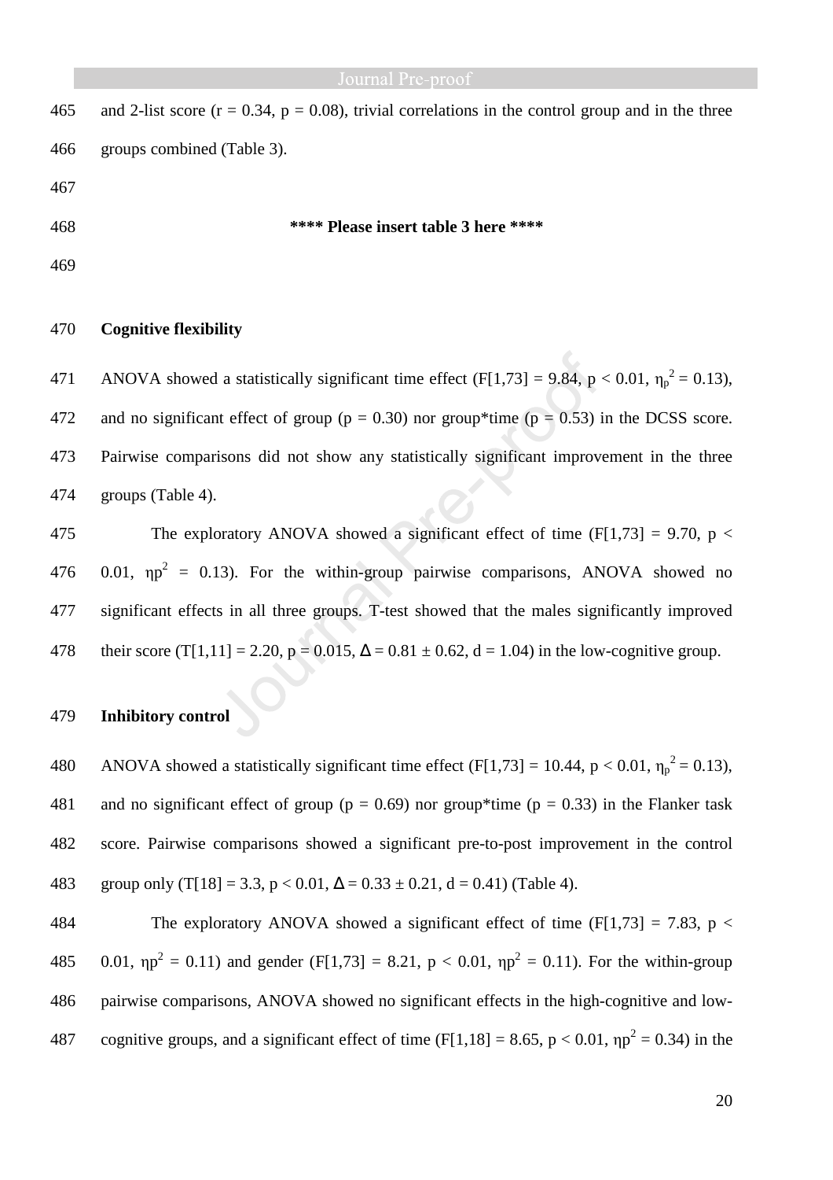and 2-list score ($r = 0.34$, $p = 0.08$), trivial correlations in the control group and in the three groups combined (Table 3).

**\*\*\*\* Please insert table 3 here \*\*\*\***

**Cognitive flexibility**

ANOVA showed a statistically significant time effect ($F[1,73] = 9.84$, $p < 0.01$, $\eta_p^2 = 0.13$), and no significant effect of group ($p = 0.30$) nor group*time ($p = 0.53$) in the DCSS score. Pairwise comparisons did not show any statistically significant improvement in the three groups (Table 4).

The exploratory ANOVA showed a significant effect of time ($F[1,73] = 9.70$, $p < 0.01$, $\eta p^2 = 0.13$). For the within-group pairwise comparisons, ANOVA showed no significant effects in all three groups. T-test showed that the males significantly improved their score ($T[1,11] = 2.20$, $p = 0.015$, $\Delta = 0.81 \pm 0.62$, $d = 1.04$) in the low-cognitive group.

**Inhibitory control**

ANOVA showed a statistically significant time effect ($F[1,73] = 10.44$, $p < 0.01$, $\eta_p^2 = 0.13$), and no significant effect of group ($p = 0.69$) nor group*time ($p = 0.33$) in the Flanker task score. Pairwise comparisons showed a significant pre-to-post improvement in the control group only ($T[18] = 3.3$, $p < 0.01$, $\Delta = 0.33 \pm 0.21$, $d = 0.41$) (Table 4).

The exploratory ANOVA showed a significant effect of time ($F[1,73] = 7.83$, $p < 0.01$, $\eta p^2 = 0.11$) and gender ($F[1,73] = 8.21$, $p < 0.01$, $\eta p^2 = 0.11$). For the within-group pairwise comparisons, ANOVA showed no significant effects in the high-cognitive and low-cognitive groups, and a significant effect of time ($F[1,18] = 8.65$, $p < 0.01$, $\eta p^2 = 0.34$) in the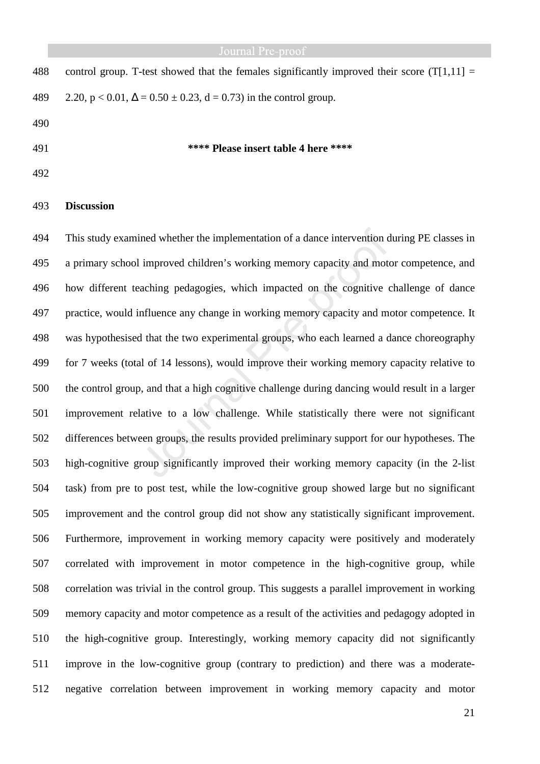control group. T-test showed that the females significantly improved their score ($T[1,11] = 2.20$, $p < 0.01$, $\Delta = 0.50 \pm 0.23$, $d = 0.73$) in the control group.

**\*\*\*\* Please insert table 4 here \*\*\*\***

## Discussion

This study examined whether the implementation of a dance intervention during PE classes in a primary school improved children's working memory capacity and motor competence, and how different teaching pedagogies, which impacted on the cognitive challenge of dance practice, would influence any change in working memory capacity and motor competence. It was hypothesised that the two experimental groups, who each learned a dance choreography for 7 weeks (total of 14 lessons), would improve their working memory capacity relative to the control group, and that a high cognitive challenge during dancing would result in a larger improvement relative to a low challenge. While statistically there were not significant differences between groups, the results provided preliminary support for our hypotheses. The high-cognitive group significantly improved their working memory capacity (in the 2-list task) from pre to post test, while the low-cognitive group showed large but no significant improvement and the control group did not show any statistically significant improvement. Furthermore, improvement in working memory capacity were positively and moderately correlated with improvement in motor competence in the high-cognitive group, while correlation was trivial in the control group. This suggests a parallel improvement in working memory capacity and motor competence as a result of the activities and pedagogy adopted in the high-cognitive group. Interestingly, working memory capacity did not significantly improve in the low-cognitive group (contrary to prediction) and there was a moderate-negative correlation between improvement in working memory capacity and motor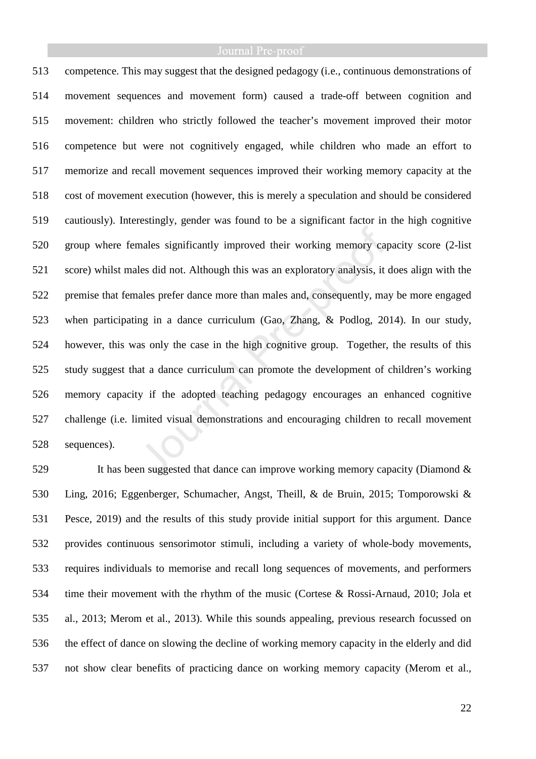competence. This may suggest that the designed pedagogy (i.e., continuous demonstrations of movement sequences and movement form) caused a trade-off between cognition and movement: children who strictly followed the teacher's movement improved their motor competence but were not cognitively engaged, while children who made an effort to memorize and recall movement sequences improved their working memory capacity at the cost of movement execution (however, this is merely a speculation and should be considered cautiously). Interestingly, gender was found to be a significant factor in the high cognitive group where females significantly improved their working memory capacity score (2-list score) whilst males did not. Although this was an exploratory analysis, it does align with the premise that females prefer dance more than males and, consequently, may be more engaged when participating in a dance curriculum (Gao, Zhang, & Podlog, 2014). In our study, however, this was only the case in the high cognitive group. Together, the results of this study suggest that a dance curriculum can promote the development of children's working memory capacity if the adopted teaching pedagogy encourages an enhanced cognitive challenge (i.e. limited visual demonstrations and encouraging children to recall movement sequences).

It has been suggested that dance can improve working memory capacity (Diamond & Ling, 2016; Eggenberger, Schumacher, Angst, Theill, & de Bruin, 2015; Tomporowski & Pesce, 2019) and the results of this study provide initial support for this argument. Dance provides continuous sensorimotor stimuli, including a variety of whole-body movements, requires individuals to memorise and recall long sequences of movements, and performers time their movement with the rhythm of the music (Cortese & Rossi-Arnaud, 2010; Jola et al., 2013; Merom et al., 2013). While this sounds appealing, previous research focussed on the effect of dance on slowing the decline of working memory capacity in the elderly and did not show clear benefits of practicing dance on working memory capacity (Merom et al.,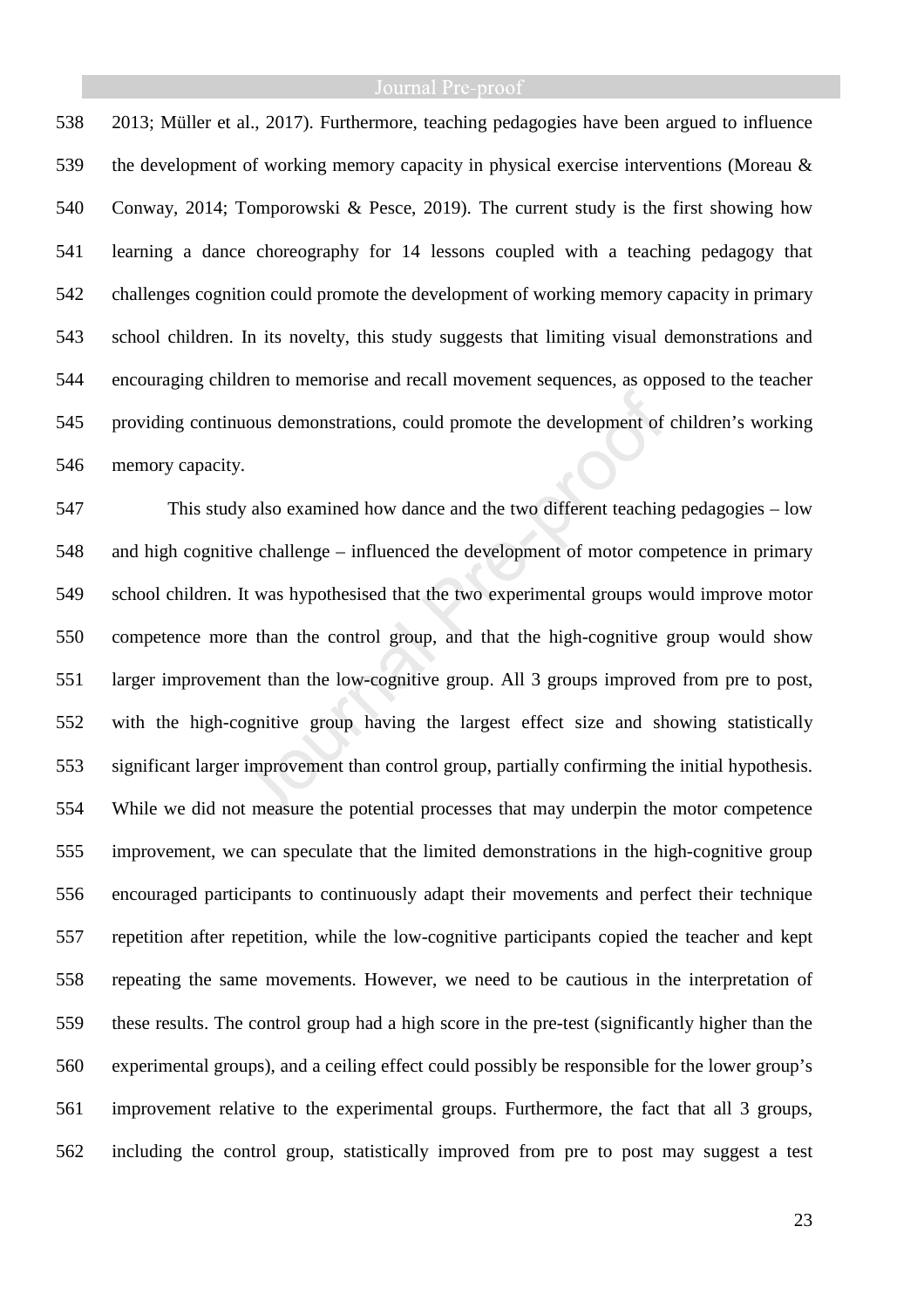2013; Müller et al., 2017). Furthermore, teaching pedagogies have been argued to influence the development of working memory capacity in physical exercise interventions (Moreau & Conway, 2014; Tomporowski & Pesce, 2019). The current study is the first showing how learning a dance choreography for 14 lessons coupled with a teaching pedagogy that challenges cognition could promote the development of working memory capacity in primary school children. In its novelty, this study suggests that limiting visual demonstrations and encouraging children to memorise and recall movement sequences, as opposed to the teacher providing continuous demonstrations, could promote the development of children's working memory capacity.

This study also examined how dance and the two different teaching pedagogies – low and high cognitive challenge – influenced the development of motor competence in primary school children. It was hypothesised that the two experimental groups would improve motor competence more than the control group, and that the high-cognitive group would show larger improvement than the low-cognitive group. All 3 groups improved from pre to post, with the high-cognitive group having the largest effect size and showing statistically significant larger improvement than control group, partially confirming the initial hypothesis. While we did not measure the potential processes that may underpin the motor competence improvement, we can speculate that the limited demonstrations in the high-cognitive group encouraged participants to continuously adapt their movements and perfect their technique repetition after repetition, while the low-cognitive participants copied the teacher and kept repeating the same movements. However, we need to be cautious in the interpretation of these results. The control group had a high score in the pre-test (significantly higher than the experimental groups), and a ceiling effect could possibly be responsible for the lower group's improvement relative to the experimental groups. Furthermore, the fact that all 3 groups, including the control group, statistically improved from pre to post may suggest a test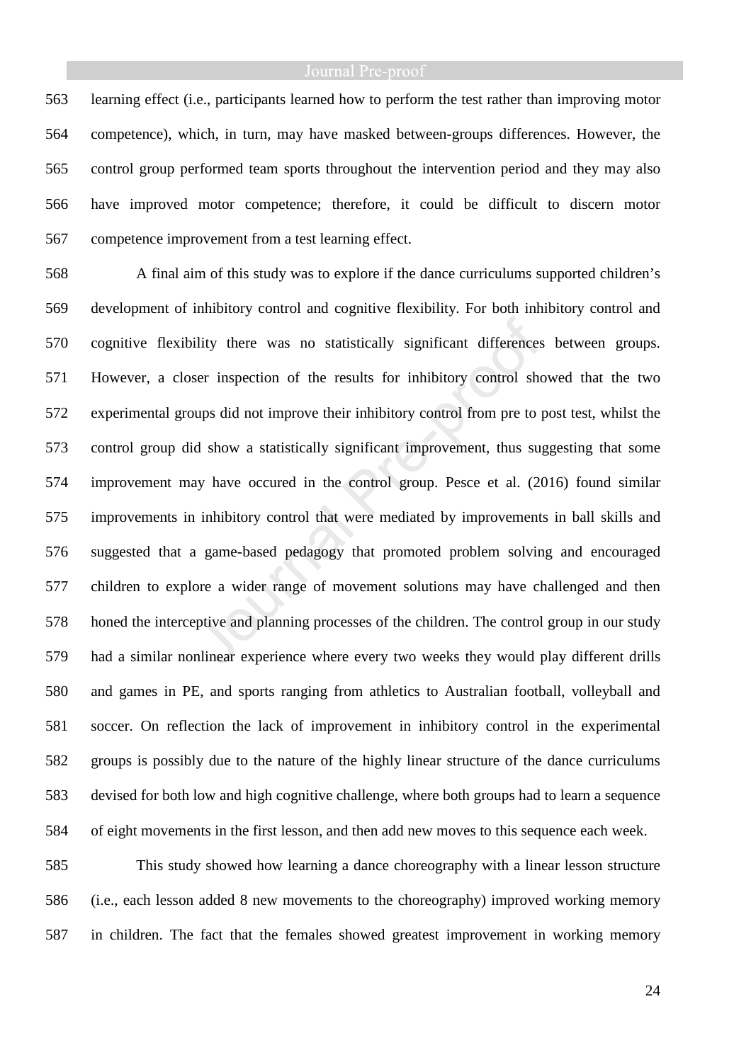learning effect (i.e., participants learned how to perform the test rather than improving motor competence), which, in turn, may have masked between-groups differences. However, the control group performed team sports throughout the intervention period and they may also have improved motor competence; therefore, it could be difficult to discern motor competence improvement from a test learning effect.

A final aim of this study was to explore if the dance curriculums supported children's development of inhibitory control and cognitive flexibility. For both inhibitory control and cognitive flexibility there was no statistically significant differences between groups. However, a closer inspection of the results for inhibitory control showed that the two experimental groups did not improve their inhibitory control from pre to post test, whilst the control group did show a statistically significant improvement, thus suggesting that some improvement may have occured in the control group. Pesce et al. (2016) found similar improvements in inhibitory control that were mediated by improvements in ball skills and suggested that a game-based pedagogy that promoted problem solving and encouraged children to explore a wider range of movement solutions may have challenged and then honed the interceptive and planning processes of the children. The control group in our study had a similar nonlinear experience where every two weeks they would play different drills and games in PE, and sports ranging from athletics to Australian football, volleyball and soccer. On reflection the lack of improvement in inhibitory control in the experimental groups is possibly due to the nature of the highly linear structure of the dance curriculums devised for both low and high cognitive challenge, where both groups had to learn a sequence of eight movements in the first lesson, and then add new moves to this sequence each week.

This study showed how learning a dance choreography with a linear lesson structure (i.e., each lesson added 8 new movements to the choreography) improved working memory in children. The fact that the females showed greatest improvement in working memory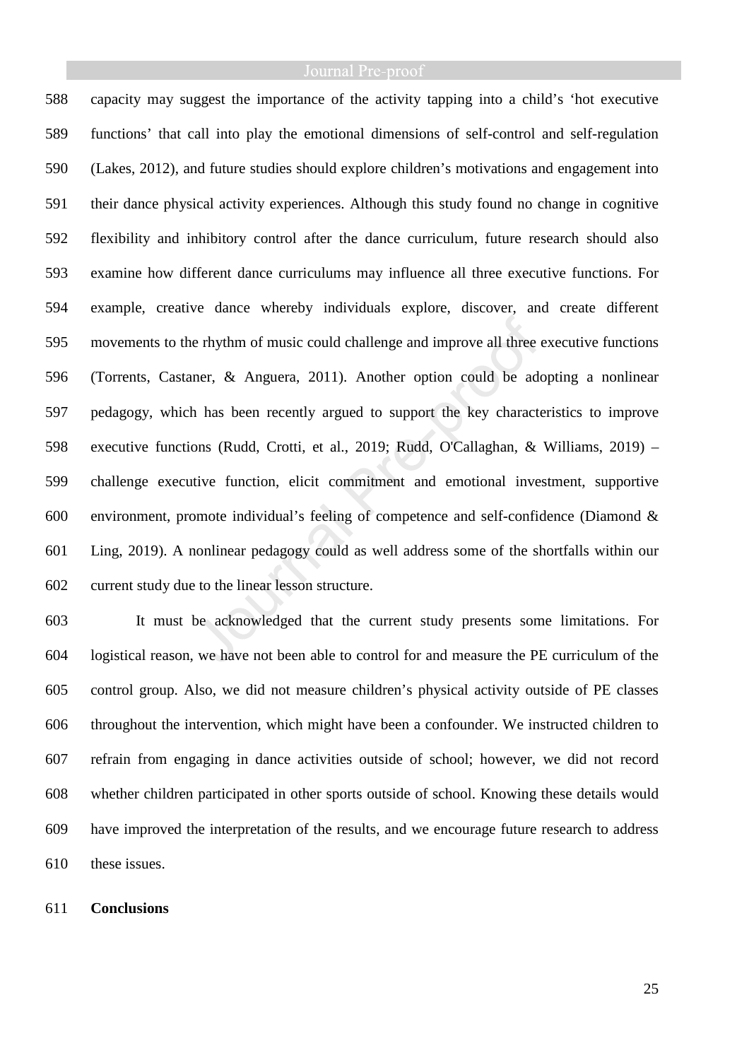capacity may suggest the importance of the activity tapping into a child's 'hot executive functions' that call into play the emotional dimensions of self-control and self-regulation (Lakes, 2012), and future studies should explore children's motivations and engagement into their dance physical activity experiences. Although this study found no change in cognitive flexibility and inhibitory control after the dance curriculum, future research should also examine how different dance curriculums may influence all three executive functions. For example, creative dance whereby individuals explore, discover, and create different movements to the rhythm of music could challenge and improve all three executive functions (Torrents, Castaner, & Anguera, 2011). Another option could be adopting a nonlinear pedagogy, which has been recently argued to support the key characteristics to improve executive functions (Rudd, Crotti, et al., 2019; Rudd, O'Callaghan, & Williams, 2019) – challenge executive function, elicit commitment and emotional investment, supportive environment, promote individual's feeling of competence and self-confidence (Diamond & Ling, 2019). A nonlinear pedagogy could as well address some of the shortfalls within our current study due to the linear lesson structure.

It must be acknowledged that the current study presents some limitations. For logistical reason, we have not been able to control for and measure the PE curriculum of the control group. Also, we did not measure children's physical activity outside of PE classes throughout the intervention, which might have been a confounder. We instructed children to refrain from engaging in dance activities outside of school; however, we did not record whether children participated in other sports outside of school. Knowing these details would have improved the interpretation of the results, and we encourage future research to address these issues.

## Conclusions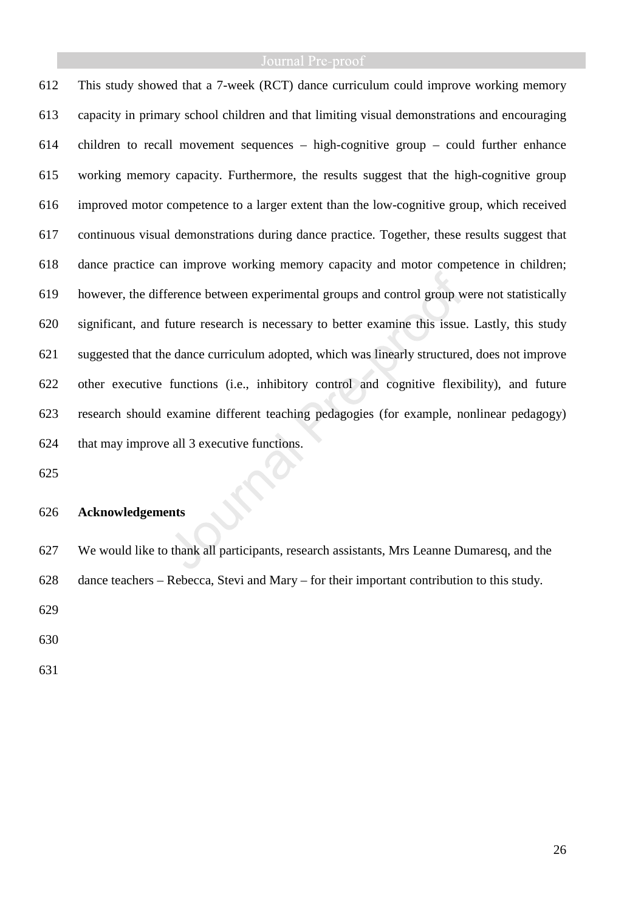This study showed that a 7-week (RCT) dance curriculum could improve working memory capacity in primary school children and that limiting visual demonstrations and encouraging children to recall movement sequences – high-cognitive group – could further enhance working memory capacity. Furthermore, the results suggest that the high-cognitive group improved motor competence to a larger extent than the low-cognitive group, which received continuous visual demonstrations during dance practice. Together, these results suggest that dance practice can improve working memory capacity and motor competence in children; however, the difference between experimental groups and control group were not statistically significant, and future research is necessary to better examine this issue. Lastly, this study suggested that the dance curriculum adopted, which was linearly structured, does not improve other executive functions (i.e., inhibitory control and cognitive flexibility), and future research should examine different teaching pedagogies (for example, nonlinear pedagogy) that may improve all 3 executive functions.

## Acknowledgements

We would like to thank all participants, research assistants, Mrs Leanne Dumaresq, and the dance teachers – Rebecca, Stevi and Mary – for their important contribution to this study.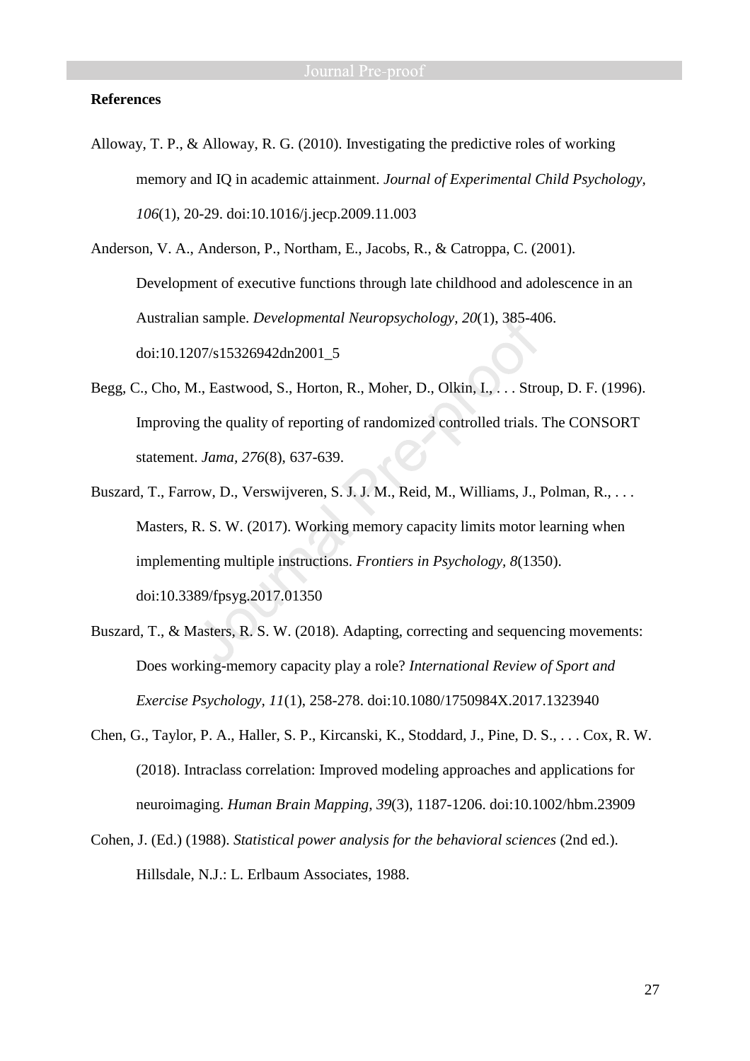## References

Alloway, T. P., & Alloway, R. G. (2010). Investigating the predictive roles of working memory and IQ in academic attainment. *Journal of Experimental Child Psychology, 106*(1), 20-29. doi:10.1016/j.jecp.2009.11.003

Anderson, V. A., Anderson, P., Northam, E., Jacobs, R., & Catroppa, C. (2001). Development of executive functions through late childhood and adolescence in an Australian sample. *Developmental Neuropsychology, 20*(1), 385-406. doi:10.1207/s15326942dn2001_5

Begg, C., Cho, M., Eastwood, S., Horton, R., Moher, D., Olkin, I., . . . Stroup, D. F. (1996). Improving the quality of reporting of randomized controlled trials. The CONSORT statement. *Jama, 276*(8), 637-639.

Buszard, T., Farrow, D., Verswijveren, S. J. J. M., Reid, M., Williams, J., Polman, R., . . . Masters, R. S. W. (2017). Working memory capacity limits motor learning when implementing multiple instructions. *Frontiers in Psychology, 8*(1350). doi:10.3389/fpsyg.2017.01350

Buszard, T., & Masters, R. S. W. (2018). Adapting, correcting and sequencing movements: Does working-memory capacity play a role? *International Review of Sport and Exercise Psychology, 11*(1), 258-278. doi:10.1080/1750984X.2017.1323940

Chen, G., Taylor, P. A., Haller, S. P., Kircanski, K., Stoddard, J., Pine, D. S., . . . Cox, R. W. (2018). Intraclass correlation: Improved modeling approaches and applications for neuroimaging. *Human Brain Mapping, 39*(3), 1187-1206. doi:10.1002/hbm.23909

Cohen, J. (Ed.) (1988). *Statistical power analysis for the behavioral sciences* (2nd ed.). Hillsdale, N.J.: L. Erlbaum Associates, 1988.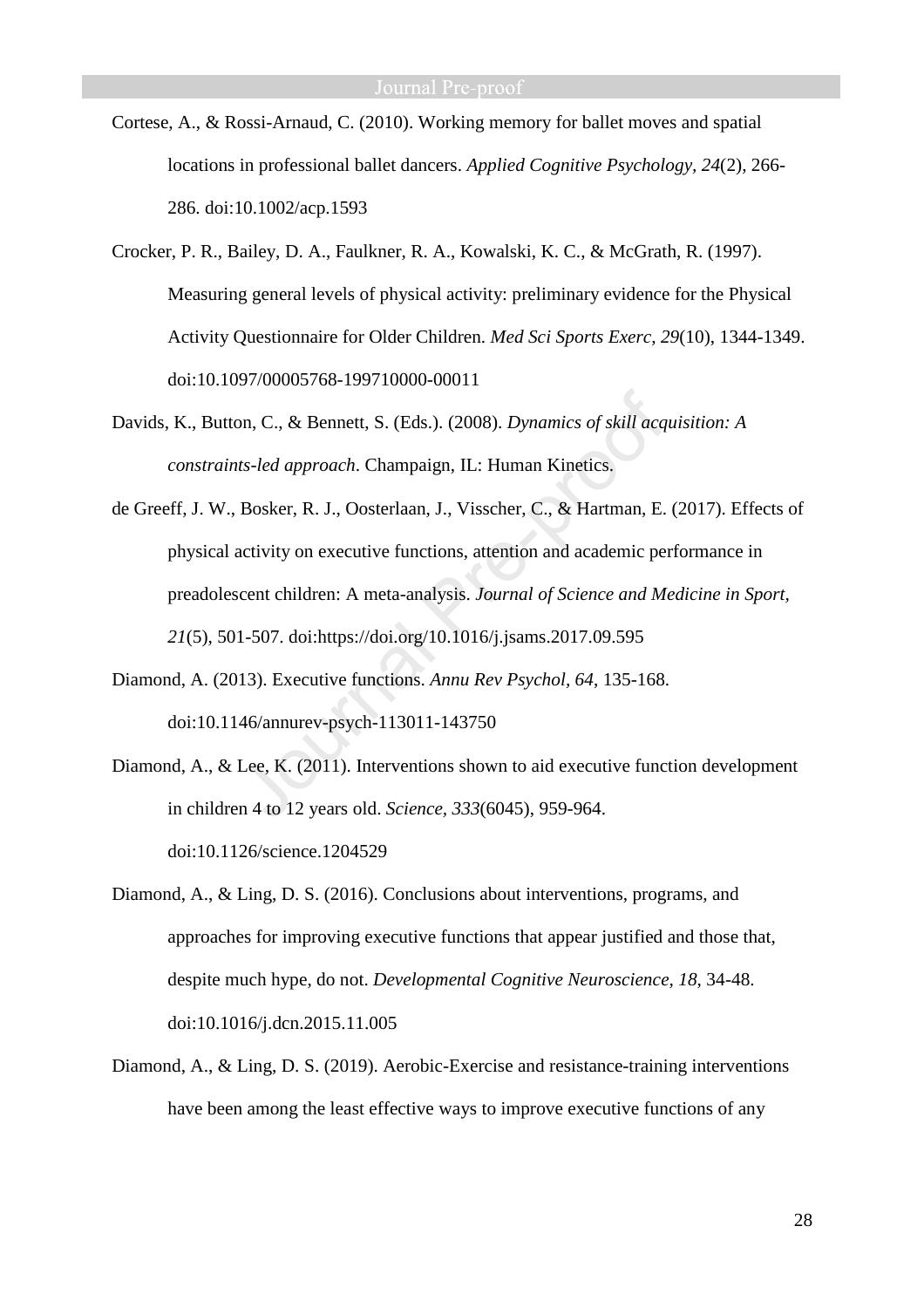Cortese, A., & Rossi-Arnaud, C. (2010). Working memory for ballet moves and spatial locations in professional ballet dancers. *Applied Cognitive Psychology, 24*(2), 266-286. doi:10.1002/acp.1593

Crocker, P. R., Bailey, D. A., Faulkner, R. A., Kowalski, K. C., & McGrath, R. (1997). Measuring general levels of physical activity: preliminary evidence for the Physical Activity Questionnaire for Older Children. *Med Sci Sports Exerc, 29*(10), 1344-1349. doi:10.1097/00005768-199710000-00011

Davids, K., Button, C., & Bennett, S. (Eds.). (2008). *Dynamics of skill acquisition: A constraints-led approach*. Champaign, IL: Human Kinetics.

de Greeff, J. W., Bosker, R. J., Oosterlaan, J., Visscher, C., & Hartman, E. (2017). Effects of physical activity on executive functions, attention and academic performance in preadolescent children: A meta-analysis. *Journal of Science and Medicine in Sport, 21*(5), 501-507. doi:https://doi.org/10.1016/j.jsams.2017.09.595

Diamond, A. (2013). Executive functions. *Annu Rev Psychol, 64*, 135-168. doi:10.1146/annurev-psych-113011-143750

Diamond, A., & Lee, K. (2011). Interventions shown to aid executive function development in children 4 to 12 years old. *Science, 333*(6045), 959-964. doi:10.1126/science.1204529

Diamond, A., & Ling, D. S. (2016). Conclusions about interventions, programs, and approaches for improving executive functions that appear justified and those that, despite much hype, do not. *Developmental Cognitive Neuroscience, 18*, 34-48. doi:10.1016/j.dcn.2015.11.005

Diamond, A., & Ling, D. S. (2019). Aerobic-Exercise and resistance-training interventions have been among the least effective ways to improve executive functions of any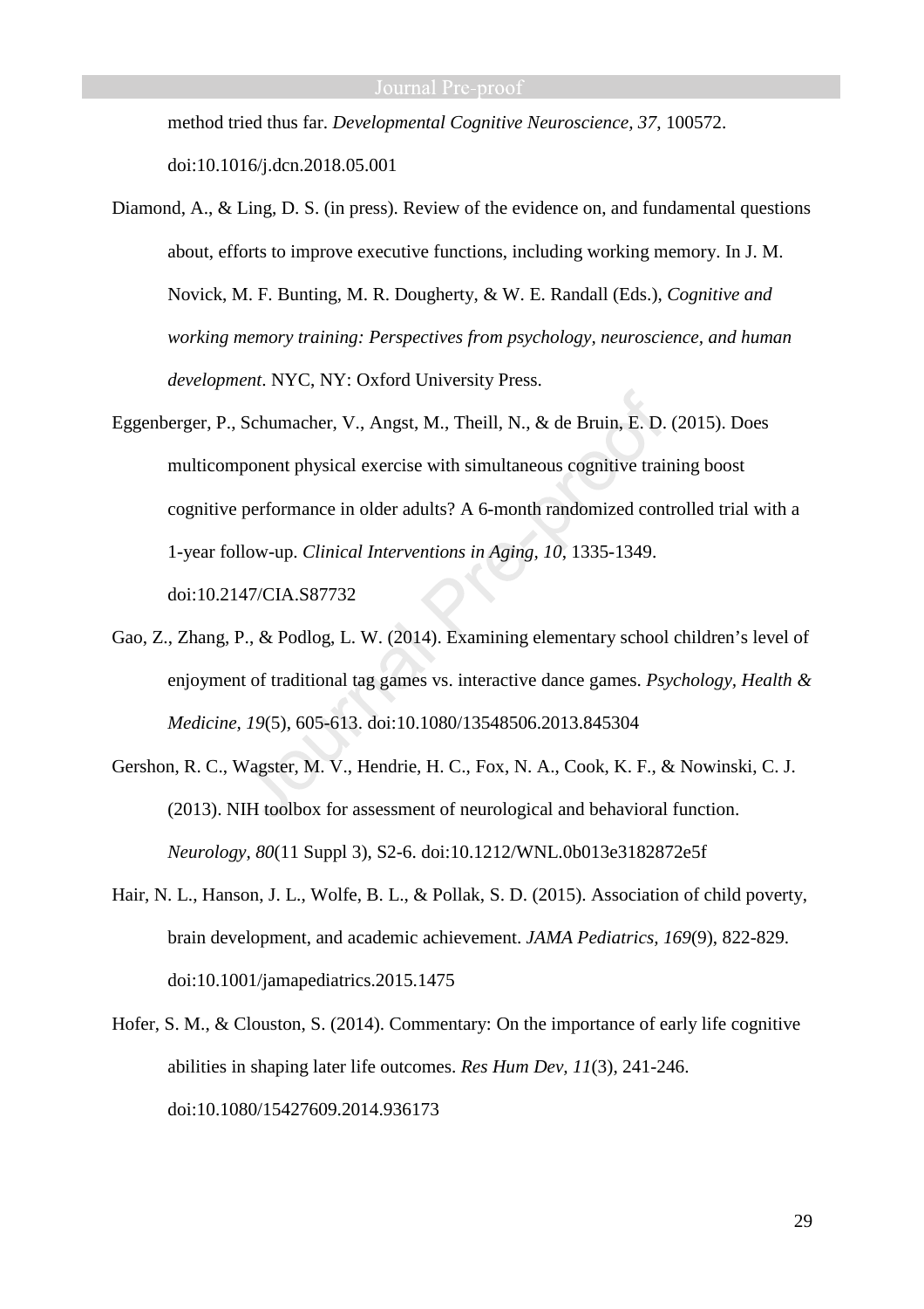method tried thus far. *Developmental Cognitive Neuroscience, 37*, 100572. doi:10.1016/j.dcn.2018.05.001

Diamond, A., & Ling, D. S. (in press). Review of the evidence on, and fundamental questions about, efforts to improve executive functions, including working memory. In J. M. Novick, M. F. Bunting, M. R. Dougherty, & W. E. Randall (Eds.), *Cognitive and working memory training: Perspectives from psychology, neuroscience, and human development*. NYC, NY: Oxford University Press.

Eggenberger, P., Schumacher, V., Angst, M., Theill, N., & de Bruin, E. D. (2015). Does multicomponent physical exercise with simultaneous cognitive training boost cognitive performance in older adults? A 6-month randomized controlled trial with a 1-year follow-up. *Clinical Interventions in Aging, 10*, 1335-1349. doi:10.2147/CIA.S87732

Gao, Z., Zhang, P., & Podlog, L. W. (2014). Examining elementary school children's level of enjoyment of traditional tag games vs. interactive dance games. *Psychology, Health & Medicine, 19*(5), 605-613. doi:10.1080/13548506.2013.845304

Gershon, R. C., Wagster, M. V., Hendrie, H. C., Fox, N. A., Cook, K. F., & Nowinski, C. J. (2013). NIH toolbox for assessment of neurological and behavioral function. *Neurology, 80*(11 Suppl 3), S2-6. doi:10.1212/WNL.0b013e3182872e5f

Hair, N. L., Hanson, J. L., Wolfe, B. L., & Pollak, S. D. (2015). Association of child poverty, brain development, and academic achievement. *JAMA Pediatrics, 169*(9), 822-829. doi:10.1001/jamapediatrics.2015.1475

Hofer, S. M., & Clouston, S. (2014). Commentary: On the importance of early life cognitive abilities in shaping later life outcomes. *Res Hum Dev, 11*(3), 241-246. doi:10.1080/15427609.2014.936173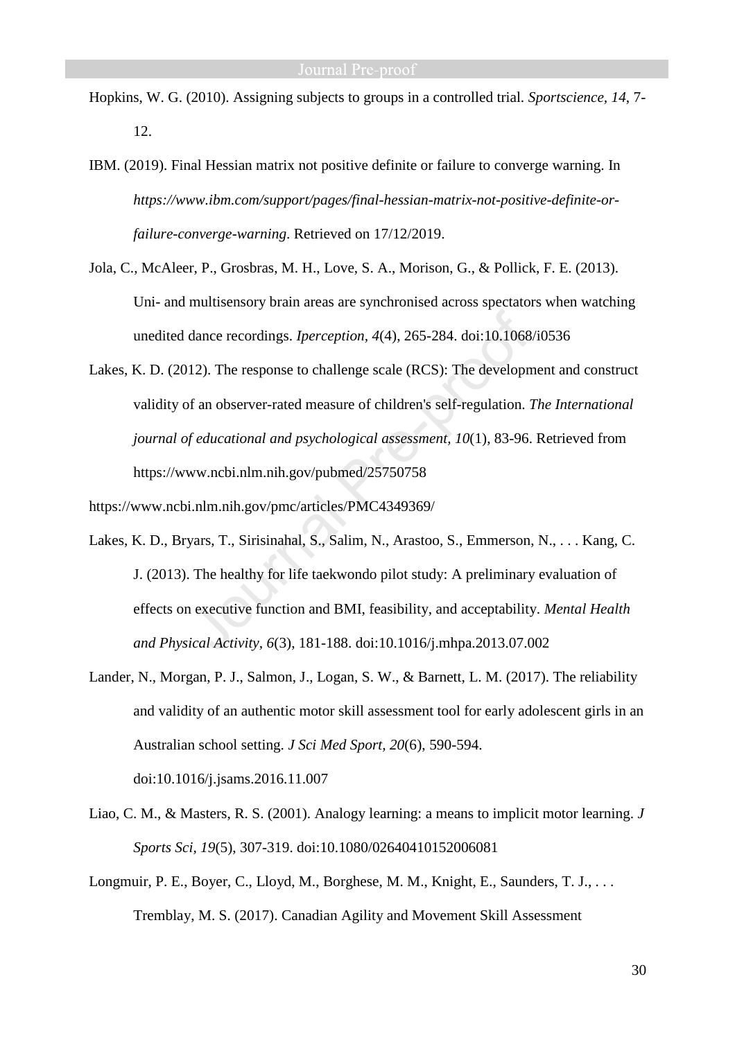Hopkins, W. G. (2010). Assigning subjects to groups in a controlled trial. *Sportscience, 14*, 7-12.

IBM. (2019). Final Hessian matrix not positive definite or failure to converge warning. In *https://www.ibm.com/support/pages/final-hessian-matrix-not-positive-definite-or-failure-converge-warning*. Retrieved on 17/12/2019.

Jola, C., McAleer, P., Grosbras, M. H., Love, S. A., Morison, G., & Pollick, F. E. (2013). Uni- and multisensory brain areas are synchronised across spectators when watching unedited dance recordings. *Iperception, 4*(4), 265-284. doi:10.1068/i0536

Lakes, K. D. (2012). The response to challenge scale (RCS): The development and construct validity of an observer-rated measure of children's self-regulation. *The International journal of educational and psychological assessment, 10*(1), 83-96. Retrieved from https://www.ncbi.nlm.nih.gov/pubmed/25750758

https://www.ncbi.nlm.nih.gov/pmc/articles/PMC4349369/

Lakes, K. D., Bryars, T., Sirisinahal, S., Salim, N., Arastoo, S., Emmerson, N., . . . Kang, C. J. (2013). The healthy for life taekwondo pilot study: A preliminary evaluation of effects on executive function and BMI, feasibility, and acceptability. *Mental Health and Physical Activity, 6*(3), 181-188. doi:10.1016/j.mhpa.2013.07.002

Lander, N., Morgan, P. J., Salmon, J., Logan, S. W., & Barnett, L. M. (2017). The reliability and validity of an authentic motor skill assessment tool for early adolescent girls in an Australian school setting. *J Sci Med Sport, 20*(6), 590-594. doi:10.1016/j.jsams.2016.11.007

Liao, C. M., & Masters, R. S. (2001). Analogy learning: a means to implicit motor learning. *J Sports Sci, 19*(5), 307-319. doi:10.1080/02640410152006081

Longmuir, P. E., Boyer, C., Lloyd, M., Borghese, M. M., Knight, E., Saunders, T. J., . . . Tremblay, M. S. (2017). Canadian Agility and Movement Skill Assessment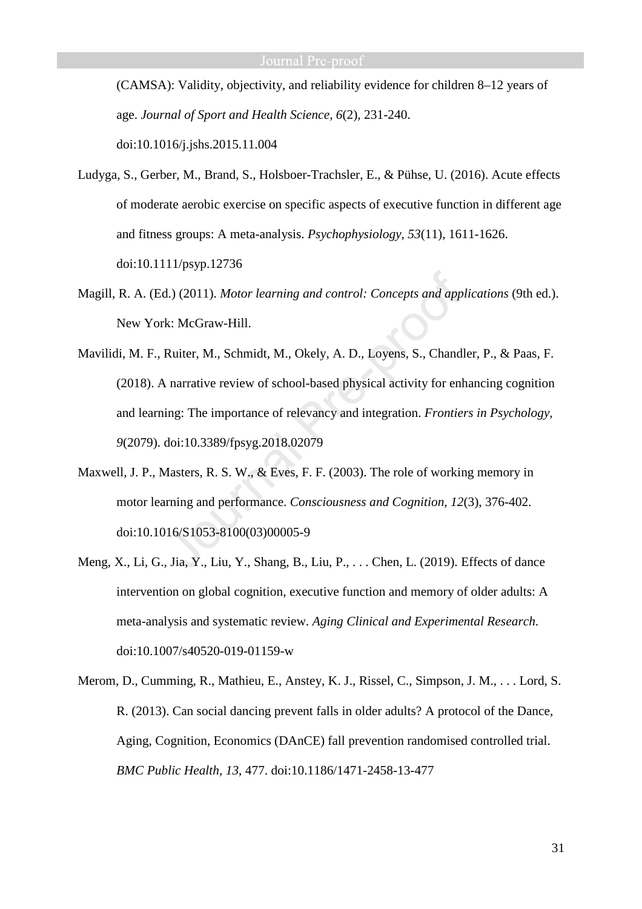(CAMSA): Validity, objectivity, and reliability evidence for children 8–12 years of age. *Journal of Sport and Health Science, 6*(2), 231-240. doi:10.1016/j.jshs.2015.11.004

Ludyga, S., Gerber, M., Brand, S., Holsboer-Trachsler, E., & Pühse, U. (2016). Acute effects of moderate aerobic exercise on specific aspects of executive function in different age and fitness groups: A meta-analysis. *Psychophysiology, 53*(11), 1611-1626. doi:10.1111/psyp.12736

Magill, R. A. (Ed.) (2011). *Motor learning and control: Concepts and applications* (9th ed.). New York: McGraw-Hill.

Mavilidi, M. F., Ruiter, M., Schmidt, M., Okely, A. D., Loyens, S., Chandler, P., & Paas, F. (2018). A narrative review of school-based physical activity for enhancing cognition and learning: The importance of relevancy and integration. *Frontiers in Psychology, 9*(2079). doi:10.3389/fpsyg.2018.02079

Maxwell, J. P., Masters, R. S. W., & Eves, F. F. (2003). The role of working memory in motor learning and performance. *Consciousness and Cognition, 12*(3), 376-402. doi:10.1016/S1053-8100(03)00005-9

Meng, X., Li, G., Jia, Y., Liu, Y., Shang, B., Liu, P., . . . Chen, L. (2019). Effects of dance intervention on global cognition, executive function and memory of older adults: A meta-analysis and systematic review. *Aging Clinical and Experimental Research*. doi:10.1007/s40520-019-01159-w

Merom, D., Cumming, R., Mathieu, E., Anstey, K. J., Rissel, C., Simpson, J. M., . . . Lord, S. R. (2013). Can social dancing prevent falls in older adults? A protocol of the Dance, Aging, Cognition, Economics (DAnCE) fall prevention randomised controlled trial. *BMC Public Health, 13*, 477. doi:10.1186/1471-2458-13-477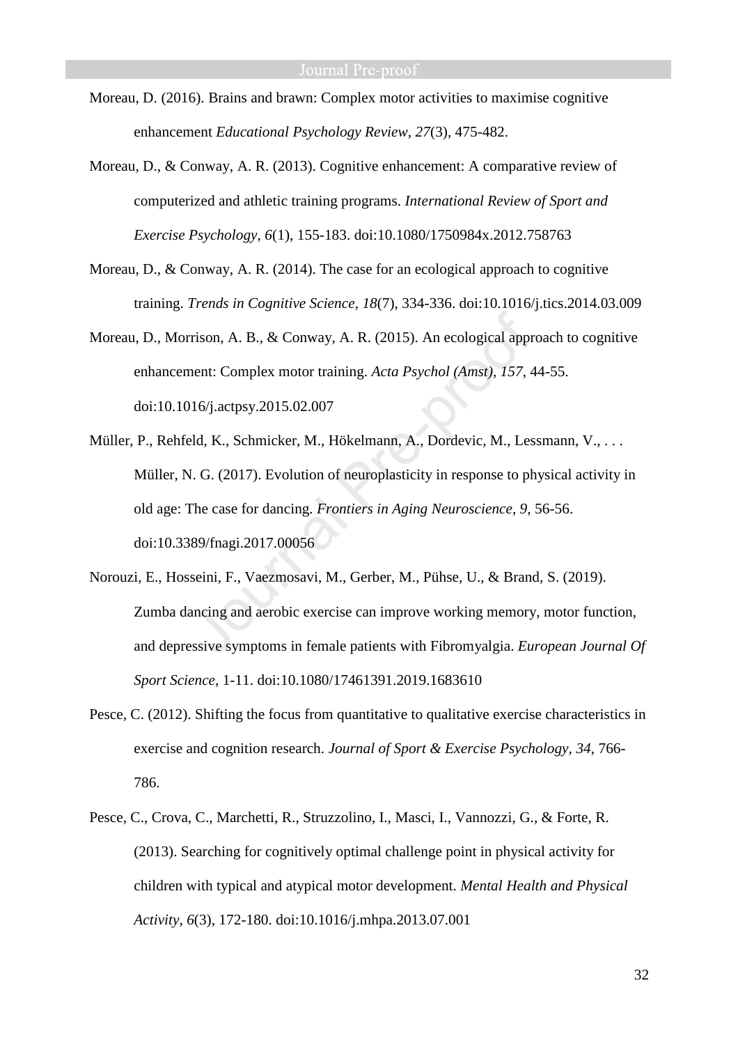Moreau, D. (2016). Brains and brawn: Complex motor activities to maximise cognitive enhancement *Educational Psychology Review, 27*(3), 475-482.

Moreau, D., & Conway, A. R. (2013). Cognitive enhancement: A comparative review of computerized and athletic training programs. *International Review of Sport and Exercise Psychology, 6*(1), 155-183. doi:10.1080/1750984x.2012.758763

Moreau, D., & Conway, A. R. (2014). The case for an ecological approach to cognitive training. *Trends in Cognitive Science, 18*(7), 334-336. doi:10.1016/j.tics.2014.03.009

Moreau, D., Morrison, A. B., & Conway, A. R. (2015). An ecological approach to cognitive enhancement: Complex motor training. *Acta Psychol (Amst), 157*, 44-55. doi:10.1016/j.actpsy.2015.02.007

Müller, P., Rehfeld, K., Schmicker, M., Hökelmann, A., Dordevic, M., Lessmann, V., . . . Müller, N. G. (2017). Evolution of neuroplasticity in response to physical activity in old age: The case for dancing. *Frontiers in Aging Neuroscience, 9*, 56-56. doi:10.3389/fnagi.2017.00056

Norouzi, E., Hosseini, F., Vaezmosavi, M., Gerber, M., Pühse, U., & Brand, S. (2019). Zumba dancing and aerobic exercise can improve working memory, motor function, and depressive symptoms in female patients with Fibromyalgia. *European Journal Of Sport Science*, 1-11. doi:10.1080/17461391.2019.1683610

Pesce, C. (2012). Shifting the focus from quantitative to qualitative exercise characteristics in exercise and cognition research. *Journal of Sport & Exercise Psychology, 34*, 766-786.

Pesce, C., Crova, C., Marchetti, R., Struzzolino, I., Masci, I., Vannozzi, G., & Forte, R. (2013). Searching for cognitively optimal challenge point in physical activity for children with typical and atypical motor development. *Mental Health and Physical Activity, 6*(3), 172-180. doi:10.1016/j.mhpa.2013.07.001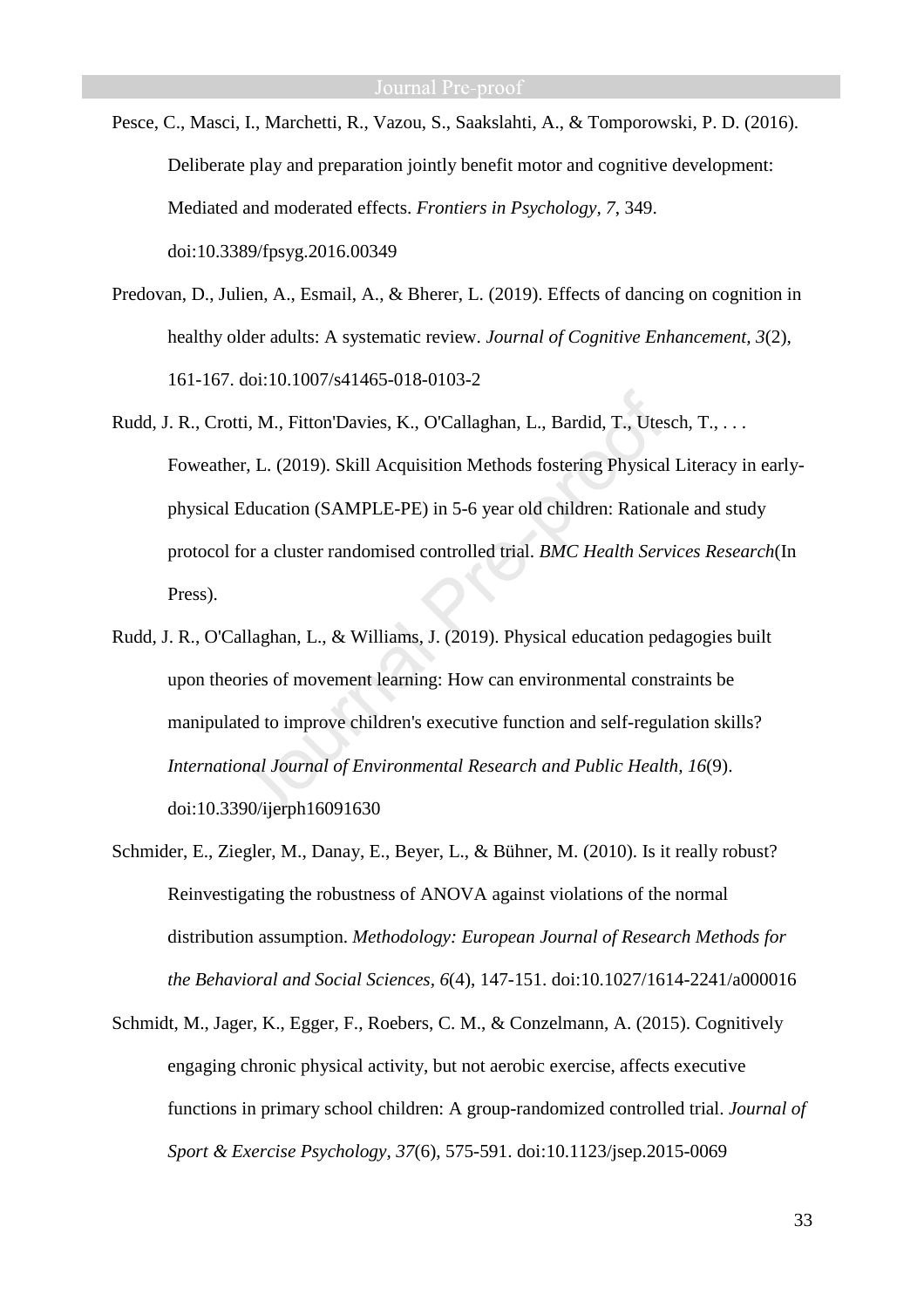Pesce, C., Masci, I., Marchetti, R., Vazou, S., Saakslahti, A., & Tomporowski, P. D. (2016). Deliberate play and preparation jointly benefit motor and cognitive development: Mediated and moderated effects. *Frontiers in Psychology, 7*, 349. doi:10.3389/fpsyg.2016.00349

Predovan, D., Julien, A., Esmail, A., & Bherer, L. (2019). Effects of dancing on cognition in healthy older adults: A systematic review. *Journal of Cognitive Enhancement, 3*(2), 161-167. doi:10.1007/s41465-018-0103-2

Rudd, J. R., Crotti, M., Fitton'Davies, K., O'Callaghan, L., Bardid, T., Utesch, T., . . . Foweather, L. (2019). Skill Acquisition Methods fostering Physical Literacy in early-physical Education (SAMPLE-PE) in 5-6 year old children: Rationale and study protocol for a cluster randomised controlled trial. *BMC Health Services Research*(In Press).

Rudd, J. R., O'Callaghan, L., & Williams, J. (2019). Physical education pedagogies built upon theories of movement learning: How can environmental constraints be manipulated to improve children's executive function and self-regulation skills? *International Journal of Environmental Research and Public Health, 16*(9). doi:10.3390/ijerph16091630

Schmider, E., Ziegler, M., Danay, E., Beyer, L., & Bühner, M. (2010). Is it really robust? Reinvestigating the robustness of ANOVA against violations of the normal distribution assumption. *Methodology: European Journal of Research Methods for the Behavioral and Social Sciences, 6*(4), 147-151. doi:10.1027/1614-2241/a000016

Schmidt, M., Jager, K., Egger, F., Roebers, C. M., & Conzelmann, A. (2015). Cognitively engaging chronic physical activity, but not aerobic exercise, affects executive functions in primary school children: A group-randomized controlled trial. *Journal of Sport & Exercise Psychology, 37*(6), 575-591. doi:10.1123/jsep.2015-0069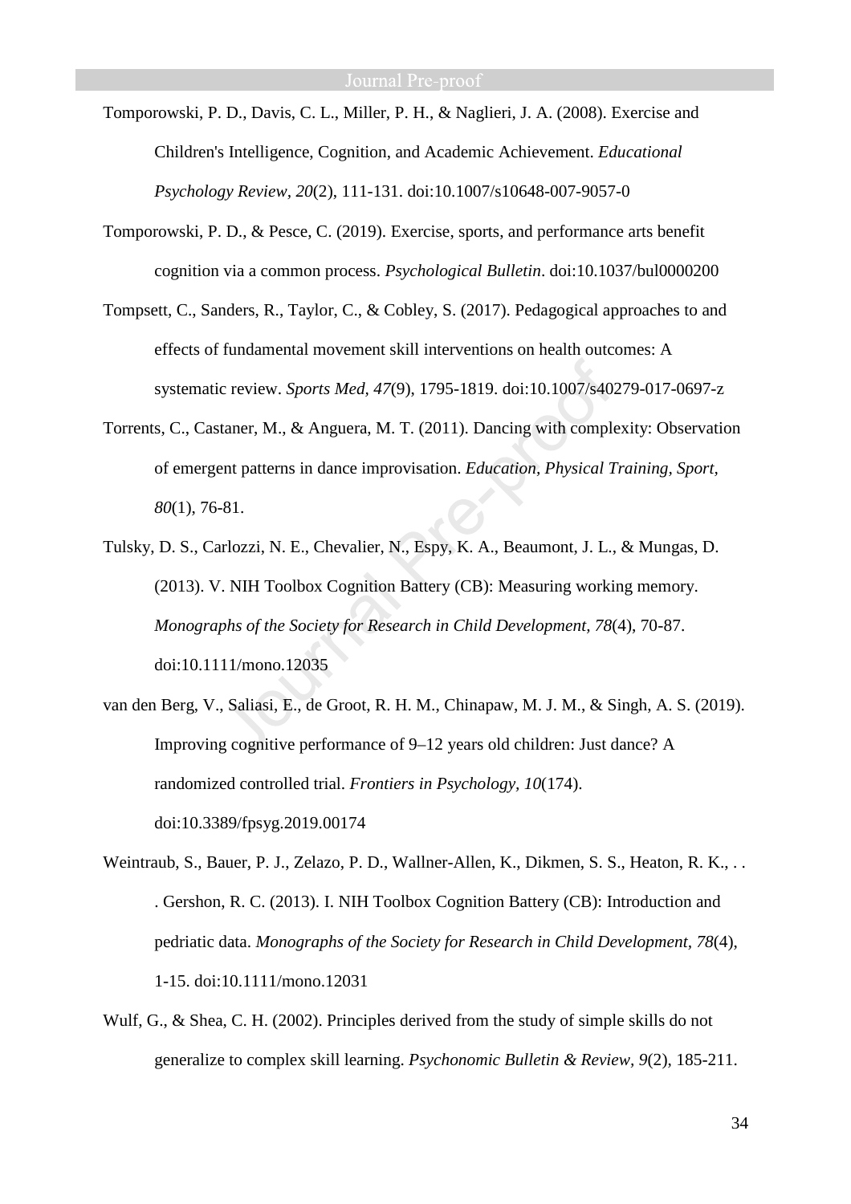Tomporowski, P. D., Davis, C. L., Miller, P. H., & Naglieri, J. A. (2008). Exercise and Children's Intelligence, Cognition, and Academic Achievement. *Educational Psychology Review, 20*(2), 111-131. doi:10.1007/s10648-007-9057-0

Tomporowski, P. D., & Pesce, C. (2019). Exercise, sports, and performance arts benefit cognition via a common process. *Psychological Bulletin*. doi:10.1037/bul0000200

Tompsett, C., Sanders, R., Taylor, C., & Cobley, S. (2017). Pedagogical approaches to and effects of fundamental movement skill interventions on health outcomes: A systematic review. *Sports Med, 47*(9), 1795-1819. doi:10.1007/s40279-017-0697-z

Torrents, C., Castaner, M., & Anguera, M. T. (2011). Dancing with complexity: Observation of emergent patterns in dance improvisation. *Education, Physical Training, Sport, 80*(1), 76-81.

Tulsky, D. S., Carlozzi, N. E., Chevalier, N., Espy, K. A., Beaumont, J. L., & Mungas, D. (2013). V. NIH Toolbox Cognition Battery (CB): Measuring working memory. *Monographs of the Society for Research in Child Development, 78*(4), 70-87. doi:10.1111/mono.12035

van den Berg, V., Saliasi, E., de Groot, R. H. M., Chinapaw, M. J. M., & Singh, A. S. (2019). Improving cognitive performance of 9–12 years old children: Just dance? A randomized controlled trial. *Frontiers in Psychology, 10*(174). doi:10.3389/fpsyg.2019.00174

Weintraub, S., Bauer, P. J., Zelazo, P. D., Wallner-Allen, K., Dikmen, S. S., Heaton, R. K., . . . Gershon, R. C. (2013). I. NIH Toolbox Cognition Battery (CB): Introduction and pedriatic data. *Monographs of the Society for Research in Child Development, 78*(4), 1-15. doi:10.1111/mono.12031

Wulf, G., & Shea, C. H. (2002). Principles derived from the study of simple skills do not generalize to complex skill learning. *Psychonomic Bulletin & Review, 9*(2), 185-211.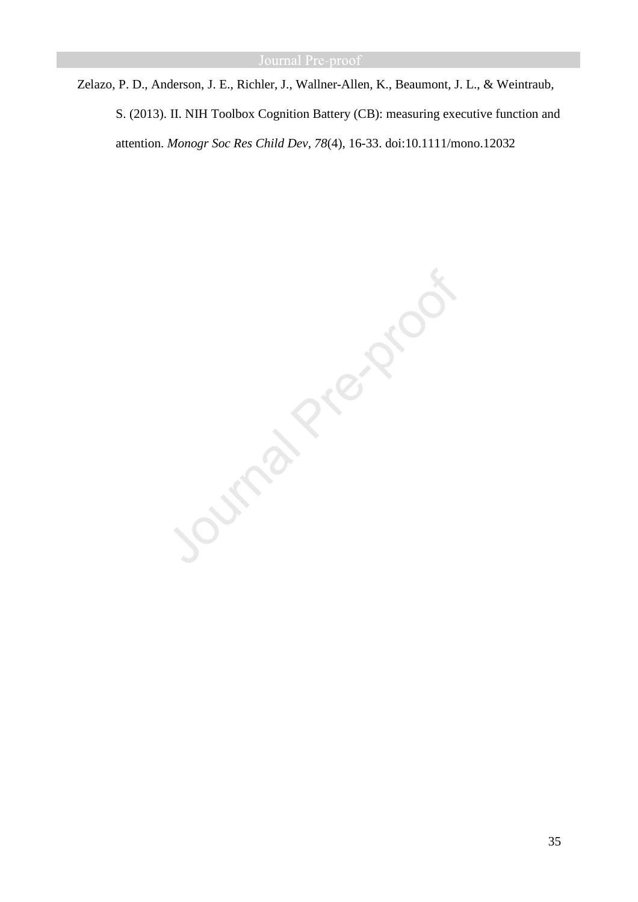Zelazo, P. D., Anderson, J. E., Richler, J., Wallner-Allen, K., Beaumont, J. L., & Weintraub, S. (2013). II. NIH Toolbox Cognition Battery (CB): measuring executive function and attention. *Monogr Soc Res Child Dev*, *78*(4), 16-33. doi:10.1111/mono.12032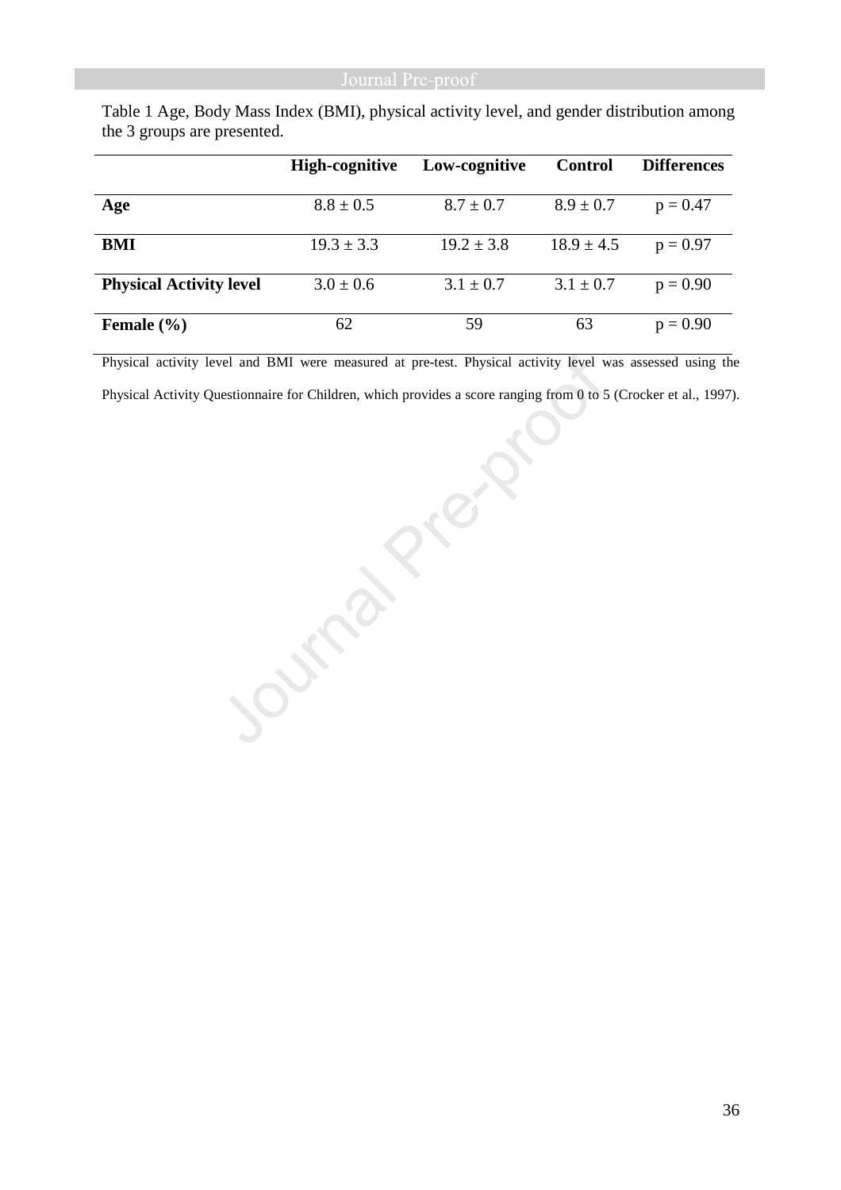Table 1 Age, Body Mass Index (BMI), physical activity level, and gender distribution among the 3 groups are presented.

| | High-cognitive | Low-cognitive | Control | Differences |
|---|---|---|---|---|
| **Age** | 8.8 ± 0.5 | 8.7 ± 0.7 | 8.9 ± 0.7 | p = 0.47 |
| **BMI** | 19.3 ± 3.3 | 19.2 ± 3.8 | 18.9 ± 4.5 | p = 0.97 |
| **Physical Activity level** | 3.0 ± 0.6 | 3.1 ± 0.7 | 3.1 ± 0.7 | p = 0.90 |
| **Female (%)** | 62 | 59 | 63 | p = 0.90 |

Physical activity level and BMI were measured at pre-test. Physical activity level was assessed using the Physical Activity Questionnaire for Children, which provides a score ranging from 0 to 5 (Crocker et al., 1997).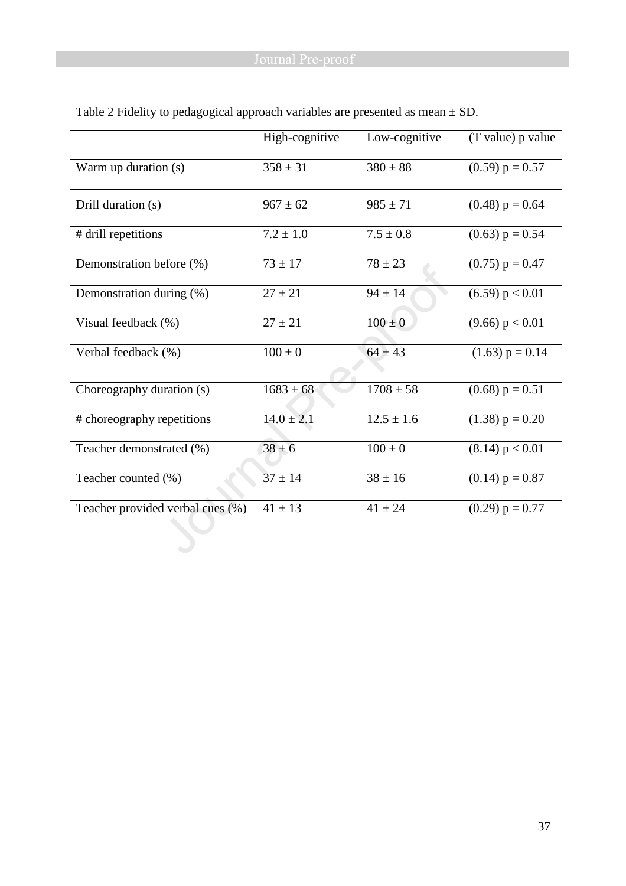Table 2 Fidelity to pedagogical approach variables are presented as mean ± SD.

| | High-cognitive | Low-cognitive | (T value) p value |
|---|---|---|---|
| Warm up duration (s) | 358 ± 31 | 380 ± 88 | (0.59) $p = 0.57$ |
| Drill duration (s) | 967 ± 62 | 985 ± 71 | (0.48) $p = 0.64$ |
| # drill repetitions | 7.2 ± 1.0 | 7.5 ± 0.8 | (0.63) $p = 0.54$ |
| Demonstration before (%) | 73 ± 17 | 78 ± 23 | (0.75) $p = 0.47$ |
| Demonstration during (%) | 27 ± 21 | 94 ± 14 | (6.59) $p < 0.01$ |
| Visual feedback (%) | 27 ± 21 | 100 ± 0 | (9.66) $p < 0.01$ |
| Verbal feedback (%) | 100 ± 0 | 64 ± 43 | (1.63) $p = 0.14$ |
| Choreography duration (s) | 1683 ± 68 | 1708 ± 58 | (0.68) $p = 0.51$ |
| # choreography repetitions | 14.0 ± 2.1 | 12.5 ± 1.6 | (1.38) $p = 0.20$ |
| Teacher demonstrated (%) | 38 ± 6 | 100 ± 0 | (8.14) $p < 0.01$ |
| Teacher counted (%) | 37 ± 14 | 38 ± 16 | (0.14) $p = 0.87$ |
| Teacher provided verbal cues (%) | 41 ± 13 | 41 ± 24 | (0.29) $p = 0.77$ |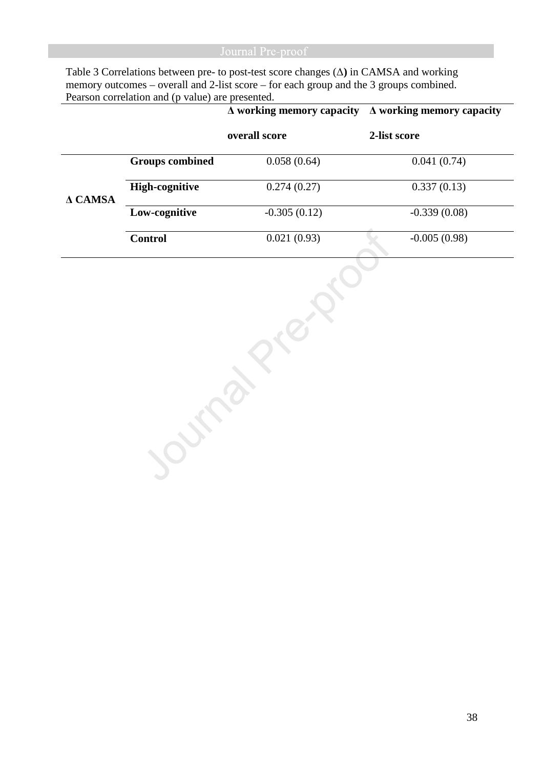Table 3 Correlations between pre- to post-test score changes (Δ) in CAMSA and working memory outcomes – overall and 2-list score – for each group and the 3 groups combined. Pearson correlation and (p value) are presented.

| | | **Δ working memory capacity overall score** | **Δ working memory capacity 2-list score** |
|---|---|---|---|
| **Δ CAMSA** | **Groups combined** | 0.058 (0.64) | 0.041 (0.74) |
| | **High-cognitive** | 0.274 (0.27) | 0.337 (0.13) |
| | **Low-cognitive** | -0.305 (0.12) | -0.339 (0.08) |
| | **Control** | 0.021 (0.93) | -0.005 (0.98) |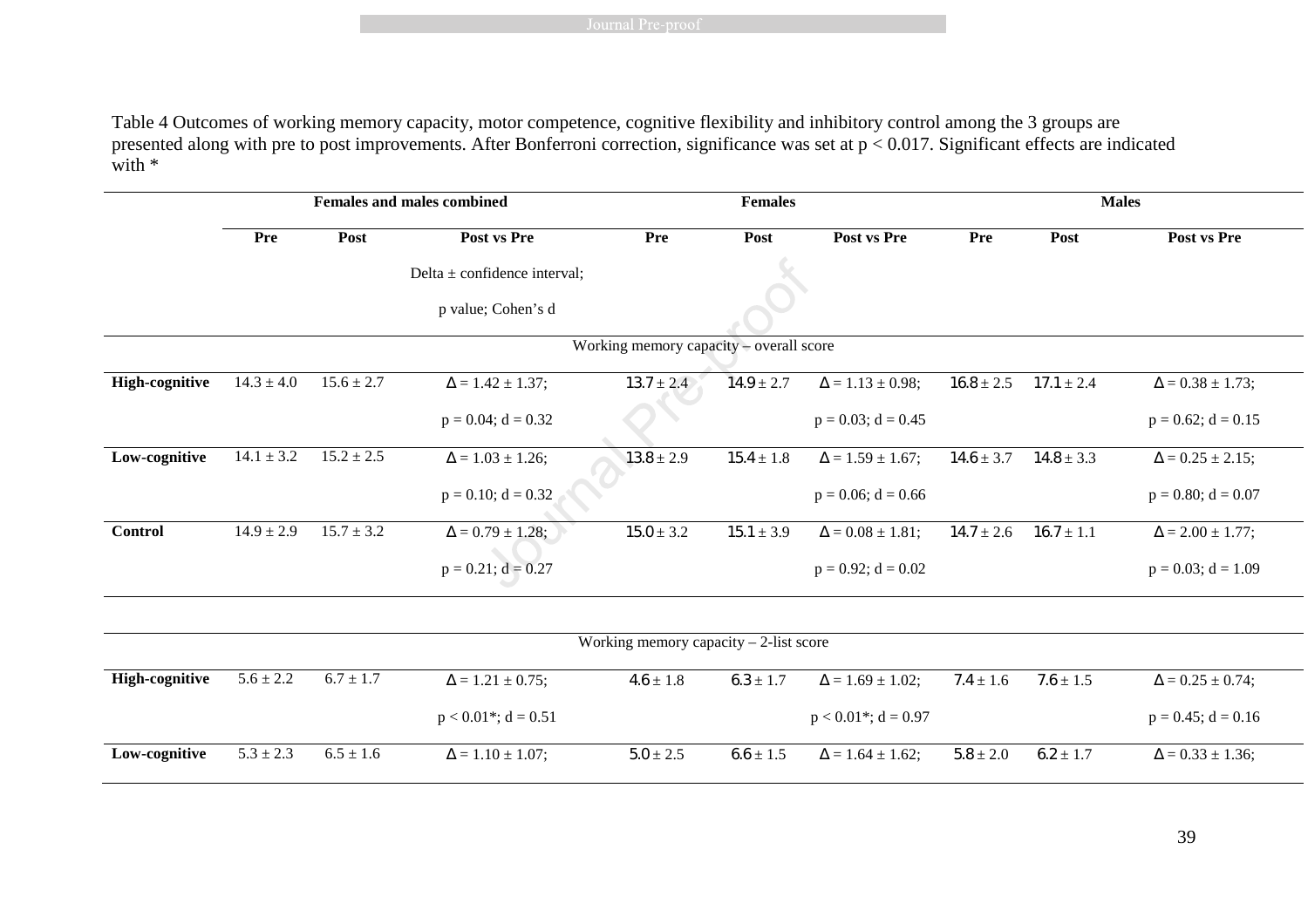Table 4 Outcomes of working memory capacity, motor competence, cognitive flexibility and inhibitory control among the 3 groups are presented along with pre to post improvements. After Bonferroni correction, significance was set at $p < 0.017$. Significant effects are indicated with *

| | Females and males combined | | | Females | | | Males | | |
|---|---|---|---|---|---|---|---|---|---|
| | Pre | Post | Post vs Pre<br>Delta ± confidence interval;<br>p value; Cohen's d | Pre | Post | Post vs Pre | Pre | Post | Post vs Pre |
| **Working memory capacity – overall score** | | | | | | | | | |
| **High-cognitive** | 14.3 ± 4.0 | 15.6 ± 2.7 | Δ = 1.42 ± 1.37;<br>p = 0.04; d = 0.32 | 13.7 ± 2.4 | 14.9 ± 2.7 | Δ = 1.13 ± 0.98;<br>p = 0.03; d = 0.45 | 16.8 ± 2.5 | 17.1 ± 2.4 | Δ = 0.38 ± 1.73;<br>p = 0.62; d = 0.15 |
| **Low-cognitive** | 14.1 ± 3.2 | 15.2 ± 2.5 | Δ = 1.03 ± 1.26;<br>p = 0.10; d = 0.32 | 13.8 ± 2.9 | 15.4 ± 1.8 | Δ = 1.59 ± 1.67;<br>p = 0.06; d = 0.66 | 14.6 ± 3.7 | 14.8 ± 3.3 | Δ = 0.25 ± 2.15;<br>p = 0.80; d = 0.07 |
| **Control** | 14.9 ± 2.9 | 15.7 ± 3.2 | Δ = 0.79 ± 1.28;<br>p = 0.21; d = 0.27 | 15.0 ± 3.2 | 15.1 ± 3.9 | Δ = 0.08 ± 1.81;<br>p = 0.92; d = 0.02 | 14.7 ± 2.6 | 16.7 ± 1.1 | Δ = 2.00 ± 1.77;<br>p = 0.03; d = 1.09 |
| **Working memory capacity – 2-list score** | | | | | | | | | |
| **High-cognitive** | 5.6 ± 2.2 | 6.7 ± 1.7 | Δ = 1.21 ± 0.75;<br>p < 0.01*; d = 0.51 | 4.6 ± 1.8 | 6.3 ± 1.7 | Δ = 1.69 ± 1.02;<br>p < 0.01*; d = 0.97 | 7.4 ± 1.6 | 7.6 ± 1.5 | Δ = 0.25 ± 0.74;<br>p = 0.45; d = 0.16 |
| **Low-cognitive** | 5.3 ± 2.3 | 6.5 ± 1.6 | Δ = 1.10 ± 1.07; | 5.0 ± 2.5 | 6.6 ± 1.5 | Δ = 1.64 ± 1.62; | 5.8 ± 2.0 | 6.2 ± 1.7 | Δ = 0.33 ± 1.36; |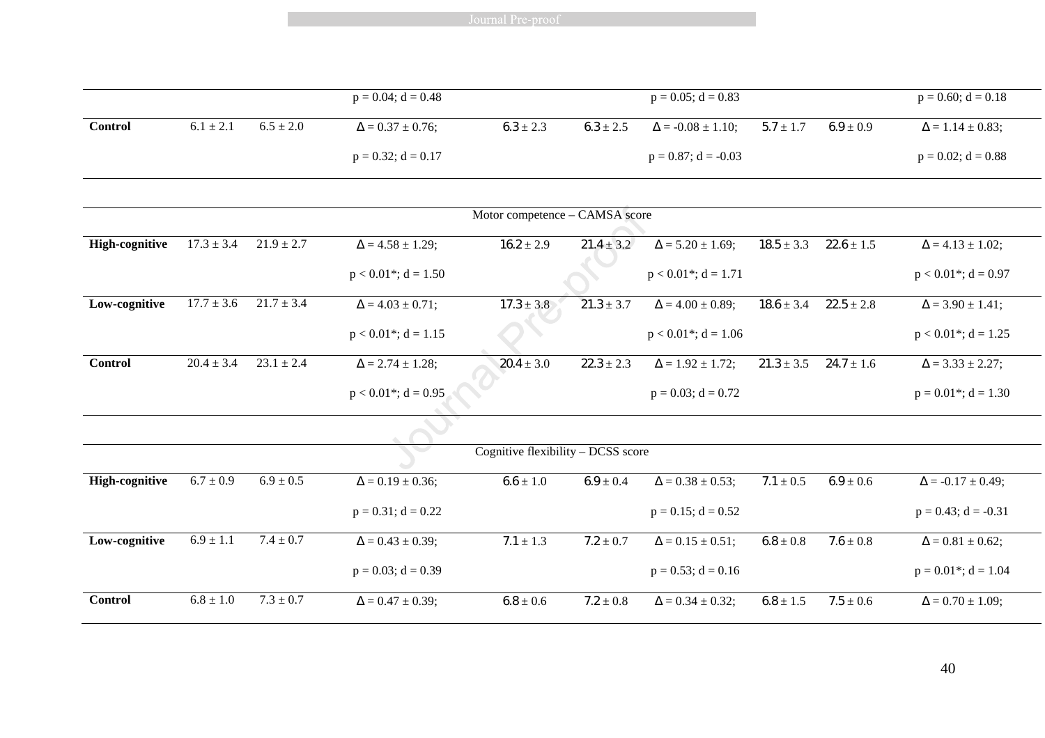| | | | | | | | | | |
|---|---|---|---|---|---|---|---|---|---|
| | | | $p = 0.04$; $d = 0.48$ | | | $p = 0.05$; $d = 0.83$ | | | $p = 0.60$; $d = 0.18$ |
| **Control** | 6.1 ± 2.1 | 6.5 ± 2.0 | Δ = 0.37 ± 0.76; $p = 0.32$; $d = 0.17$ | 6.3 ± 2.3 | 6.3 ± 2.5 | Δ = -0.08 ± 1.10; $p = 0.87$; $d = -0.03$ | 5.7 ± 1.7 | 6.9 ± 0.9 | Δ = 1.14 ± 0.83; $p = 0.02$; $d = 0.88$ |
| | | | | Motor competence – CAMSA score | | | | | |
| **High-cognitive** | 17.3 ± 3.4 | 21.9 ± 2.7 | Δ = 4.58 ± 1.29; $p < 0.01$*; $d = 1.50$ | 16.2 ± 2.9 | 21.4 ± 3.2 | Δ = 5.20 ± 1.69; $p < 0.01$*; $d = 1.71$ | 18.5 ± 3.3 | 22.6 ± 1.5 | Δ = 4.13 ± 1.02; $p < 0.01$*; $d = 0.97$ |
| **Low-cognitive** | 17.7 ± 3.6 | 21.7 ± 3.4 | Δ = 4.03 ± 0.71; $p < 0.01$*; $d = 1.15$ | 17.3 ± 3.8 | 21.3 ± 3.7 | Δ = 4.00 ± 0.89; $p < 0.01$*; $d = 1.06$ | 18.6 ± 3.4 | 22.5 ± 2.8 | Δ = 3.90 ± 1.41; $p < 0.01$*; $d = 1.25$ |
| **Control** | 20.4 ± 3.4 | 23.1 ± 2.4 | Δ = 2.74 ± 1.28; $p < 0.01$*; $d = 0.95$ | 20.4 ± 3.0 | 22.3 ± 2.3 | Δ = 1.92 ± 1.72; $p = 0.03$; $d = 0.72$ | 21.3 ± 3.5 | 24.7 ± 1.6 | Δ = 3.33 ± 2.27; $p = 0.01$*; $d = 1.30$ |
| | | | | Cognitive flexibility – DCSS score | | | | | |
| **High-cognitive** | 6.7 ± 0.9 | 6.9 ± 0.5 | Δ = 0.19 ± 0.36; $p = 0.31$; $d = 0.22$ | 6.6 ± 1.0 | 6.9 ± 0.4 | Δ = 0.38 ± 0.53; $p = 0.15$; $d = 0.52$ | 7.1 ± 0.5 | 6.9 ± 0.6 | Δ = -0.17 ± 0.49; $p = 0.43$; $d = -0.31$ |
| **Low-cognitive** | 6.9 ± 1.1 | 7.4 ± 0.7 | Δ = 0.43 ± 0.39; $p = 0.03$; $d = 0.39$ | 7.1 ± 1.3 | 7.2 ± 0.7 | Δ = 0.15 ± 0.51; $p = 0.53$; $d = 0.16$ | 6.8 ± 0.8 | 7.6 ± 0.8 | Δ = 0.81 ± 0.62; $p = 0.01$*; $d = 1.04$ |
| **Control** | 6.8 ± 1.0 | 7.3 ± 0.7 | Δ = 0.47 ± 0.39; | 6.8 ± 0.6 | 7.2 ± 0.8 | Δ = 0.34 ± 0.32; | 6.8 ± 1.5 | 7.5 ± 0.6 | Δ = 0.70 ± 1.09; |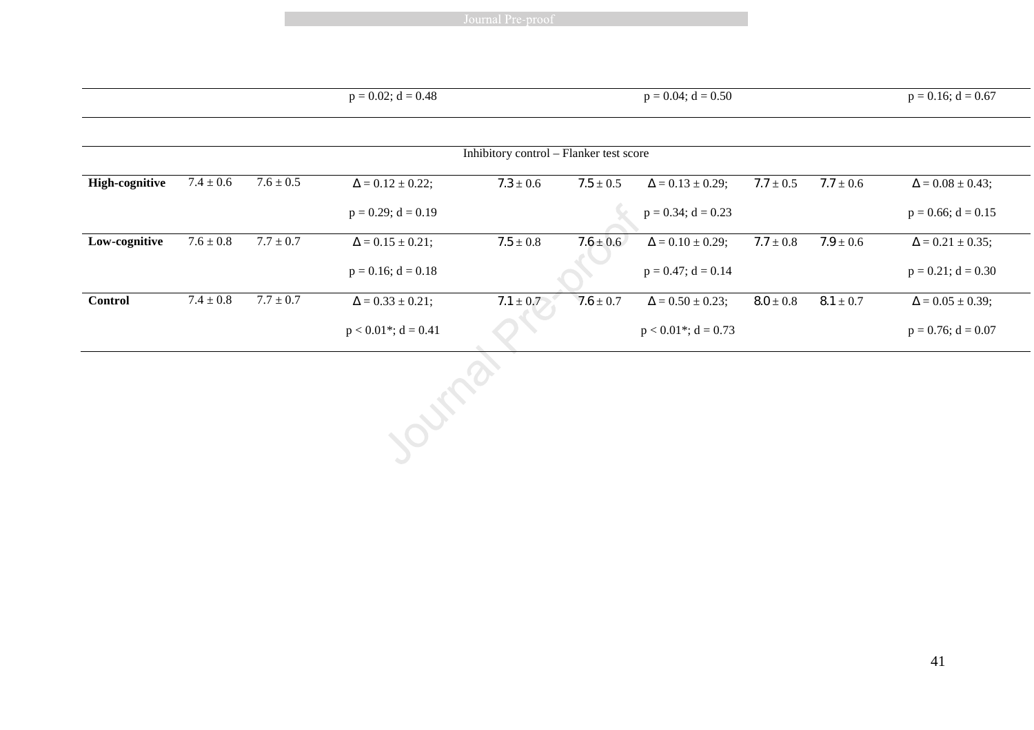| | | | | | | | | | |
|---|---|---|---|---|---|---|---|---|---|
| | | | $p = 0.02$; $d = 0.48$ | | | $p = 0.04$; $d = 0.50$ | | | $p = 0.16$; $d = 0.67$ |
| Inhibitory control – Flanker test score | | | | | | | | | |
| **High-cognitive** | 7.4 ± 0.6 | 7.6 ± 0.5 | Δ = 0.12 ± 0.22; $p = 0.29$; $d = 0.19$ | 7.3 ± 0.6 | 7.5 ± 0.5 | Δ = 0.13 ± 0.29; $p = 0.34$; $d = 0.23$ | 7.7 ± 0.5 | 7.7 ± 0.6 | Δ = 0.08 ± 0.43; $p = 0.66$; $d = 0.15$ |
| **Low-cognitive** | 7.6 ± 0.8 | 7.7 ± 0.7 | Δ = 0.15 ± 0.21; $p = 0.16$; $d = 0.18$ | 7.5 ± 0.8 | 7.6 ± 0.6 | Δ = 0.10 ± 0.29; $p = 0.47$; $d = 0.14$ | 7.7 ± 0.8 | 7.9 ± 0.6 | Δ = 0.21 ± 0.35; $p = 0.21$; $d = 0.30$ |
| **Control** | 7.4 ± 0.8 | 7.7 ± 0.7 | Δ = 0.33 ± 0.21; $p < 0.01$*; $d = 0.41$ | 7.1 ± 0.7 | 7.6 ± 0.7 | Δ = 0.50 ± 0.23; $p < 0.01$*; $d = 0.73$ | 8.0 ± 0.8 | 8.1 ± 0.7 | Δ = 0.05 ± 0.39; $p = 0.76$; $d = 0.07$ |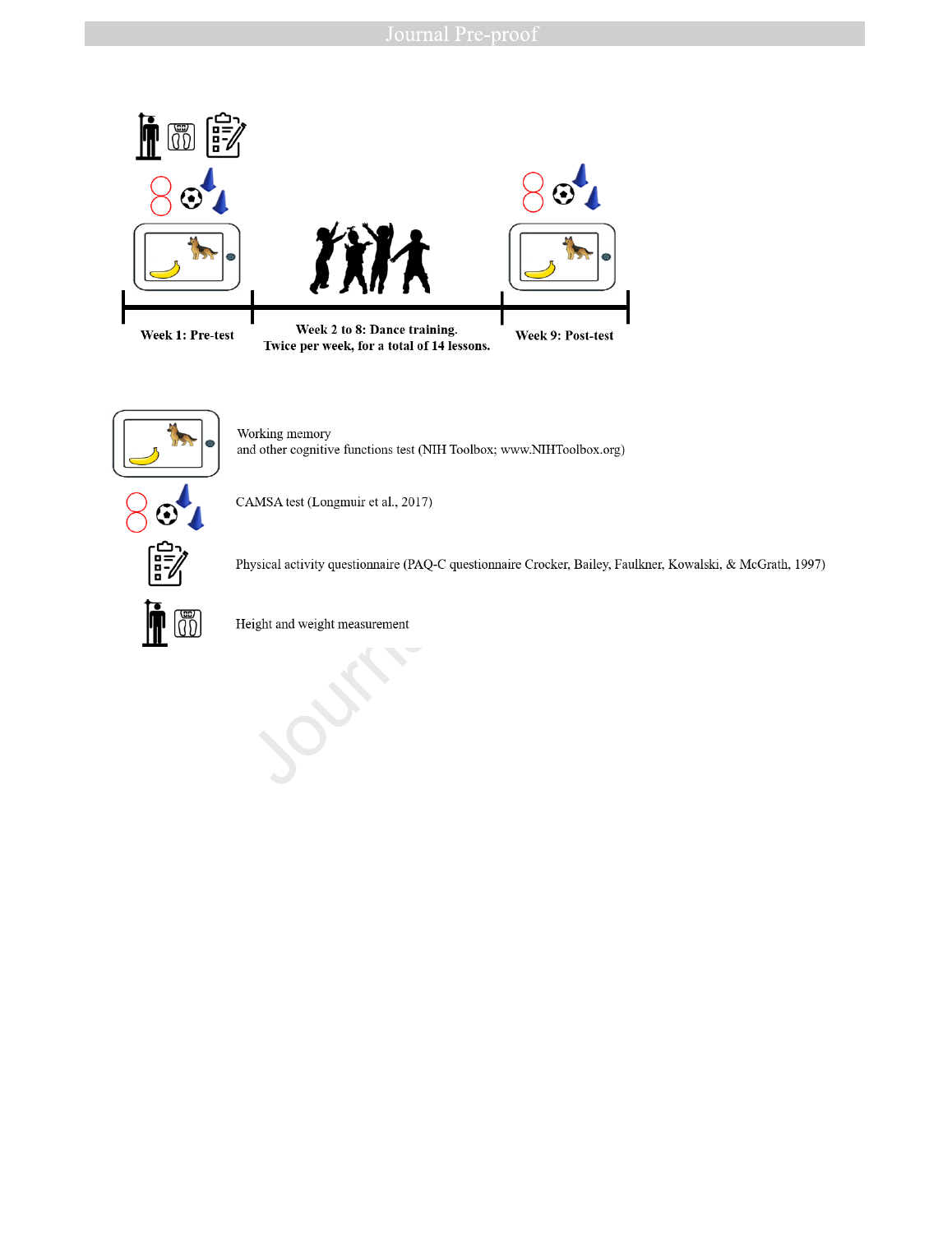Week 1: Pre-test

Week 2 to 8: Dance training.
Twice per week, for a total of 14 lessons.

Week 9: Post-test

Working memory
and other cognitive functions test (NIH Toolbox; www.NIHToolbox.org)

CAMSA test (Longmuir et al., 2017)

Physical activity questionnaire (PAQ-C questionnaire Crocker, Bailey, Faulkner, Kowalski, & McGrath, 1997)

Height and weight measurement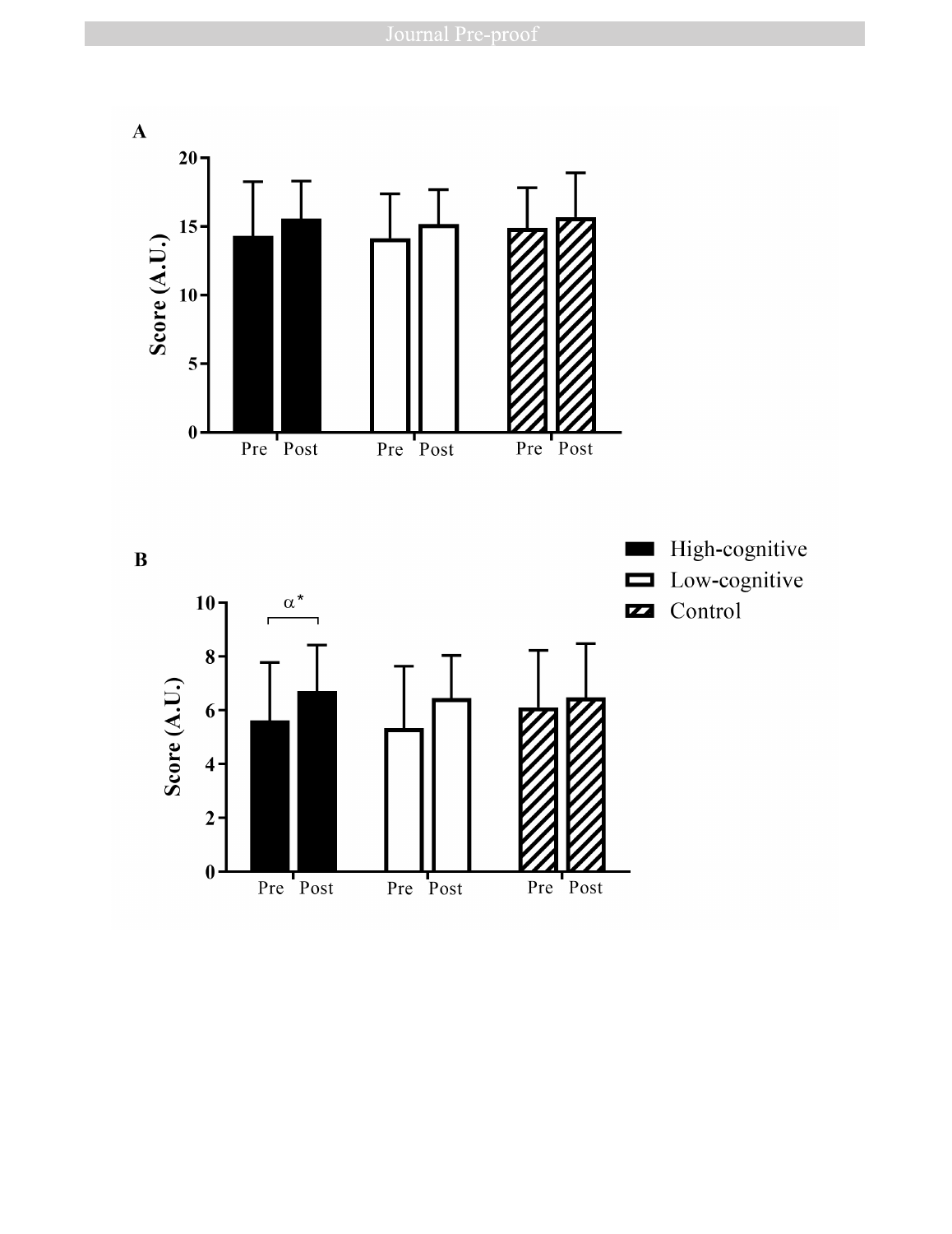A

Score (A.U.)

20
15
10
5
0

Pre Post Pre Post Pre Post

B

High-cognitive
Low-cognitive
Control

α*

Score (A.U.)

10
8
6
4
2
0

Pre Post Pre Post Pre Post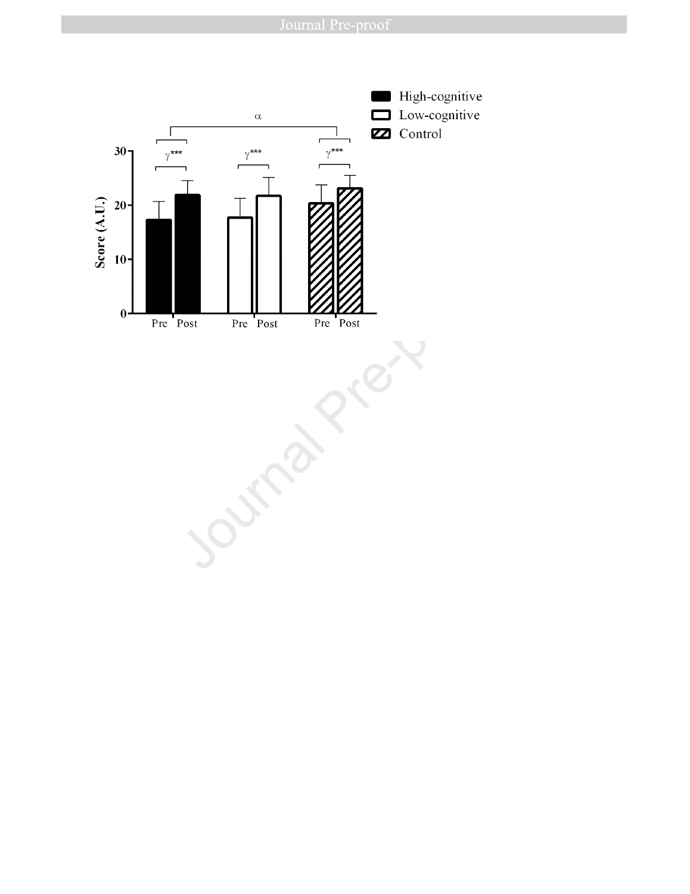α

γ*** γ*** γ***

High-cognitive

Low-cognitive

Control

Score (A.U.)

30

20

10

0

Pre Post Pre Post Pre Post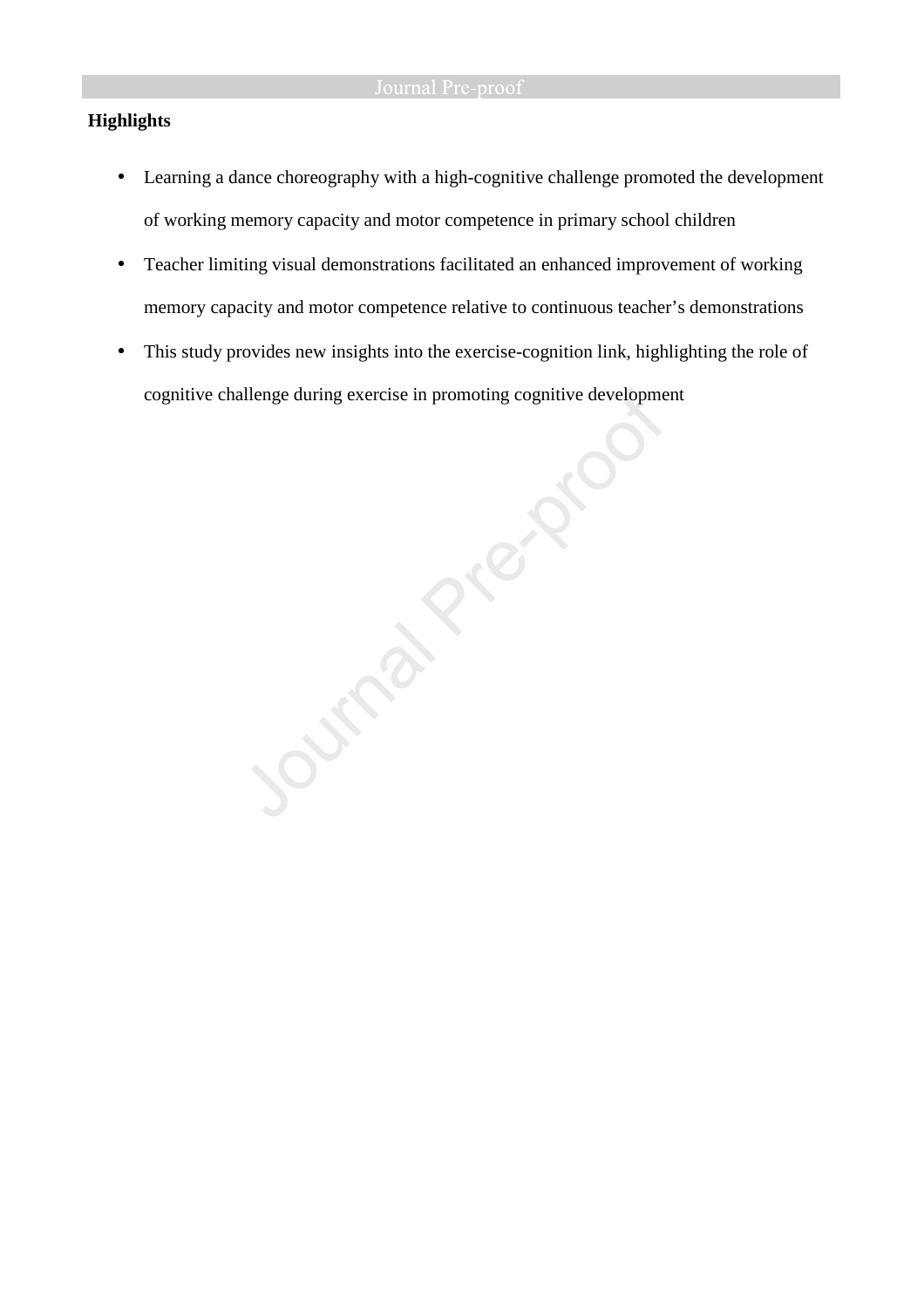**Highlights**

- Learning a dance choreography with a high-cognitive challenge promoted the development of working memory capacity and motor competence in primary school children
- Teacher limiting visual demonstrations facilitated an enhanced improvement of working memory capacity and motor competence relative to continuous teacher's demonstrations
- This study provides new insights into the exercise-cognition link, highlighting the role of cognitive challenge during exercise in promoting cognitive development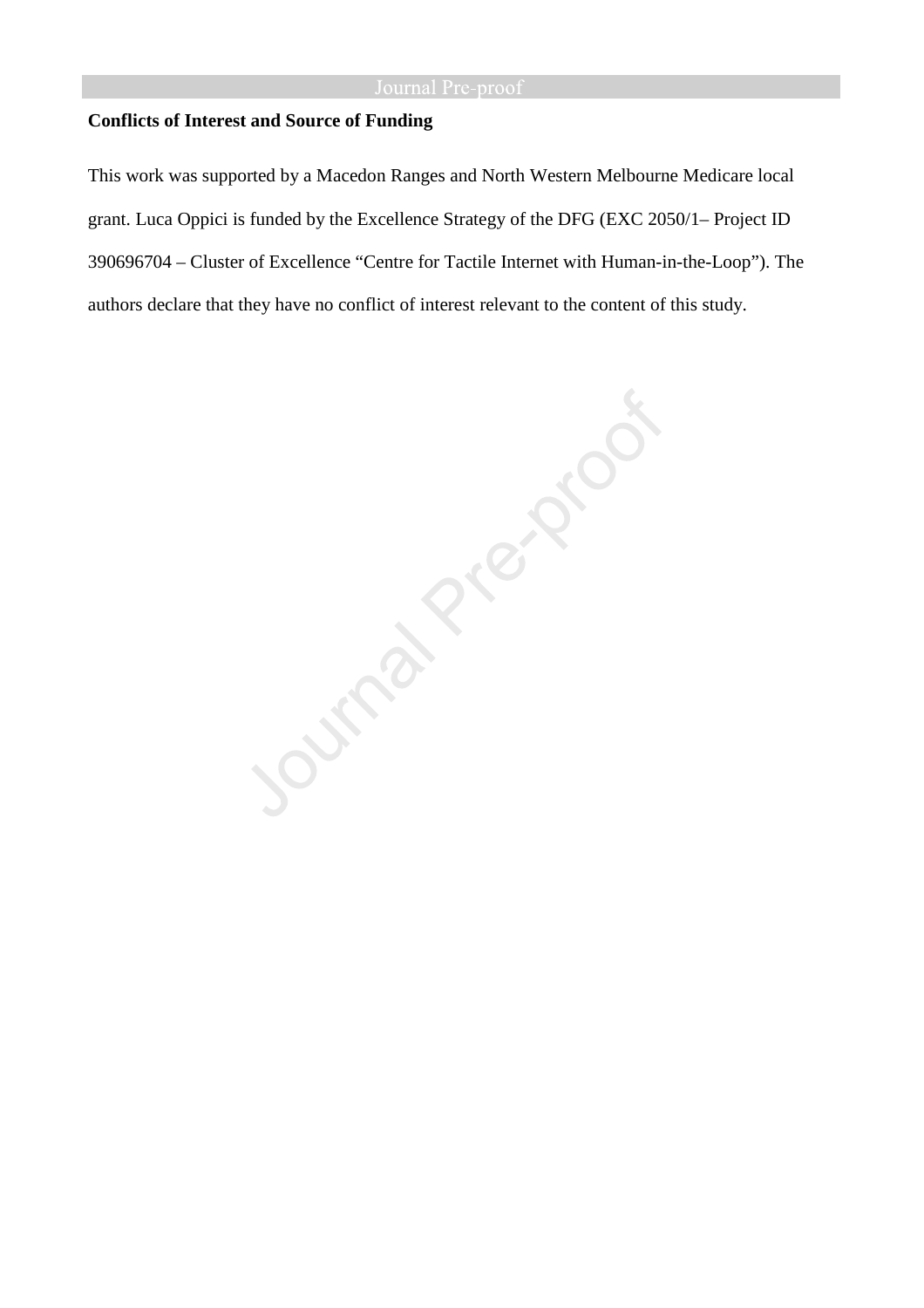**Conflicts of Interest and Source of Funding**

This work was supported by a Macedon Ranges and North Western Melbourne Medicare local grant. Luca Oppici is funded by the Excellence Strategy of the DFG (EXC 2050/1– Project ID 390696704 – Cluster of Excellence "Centre for Tactile Internet with Human-in-the-Loop"). The authors declare that they have no conflict of interest relevant to the content of this study.